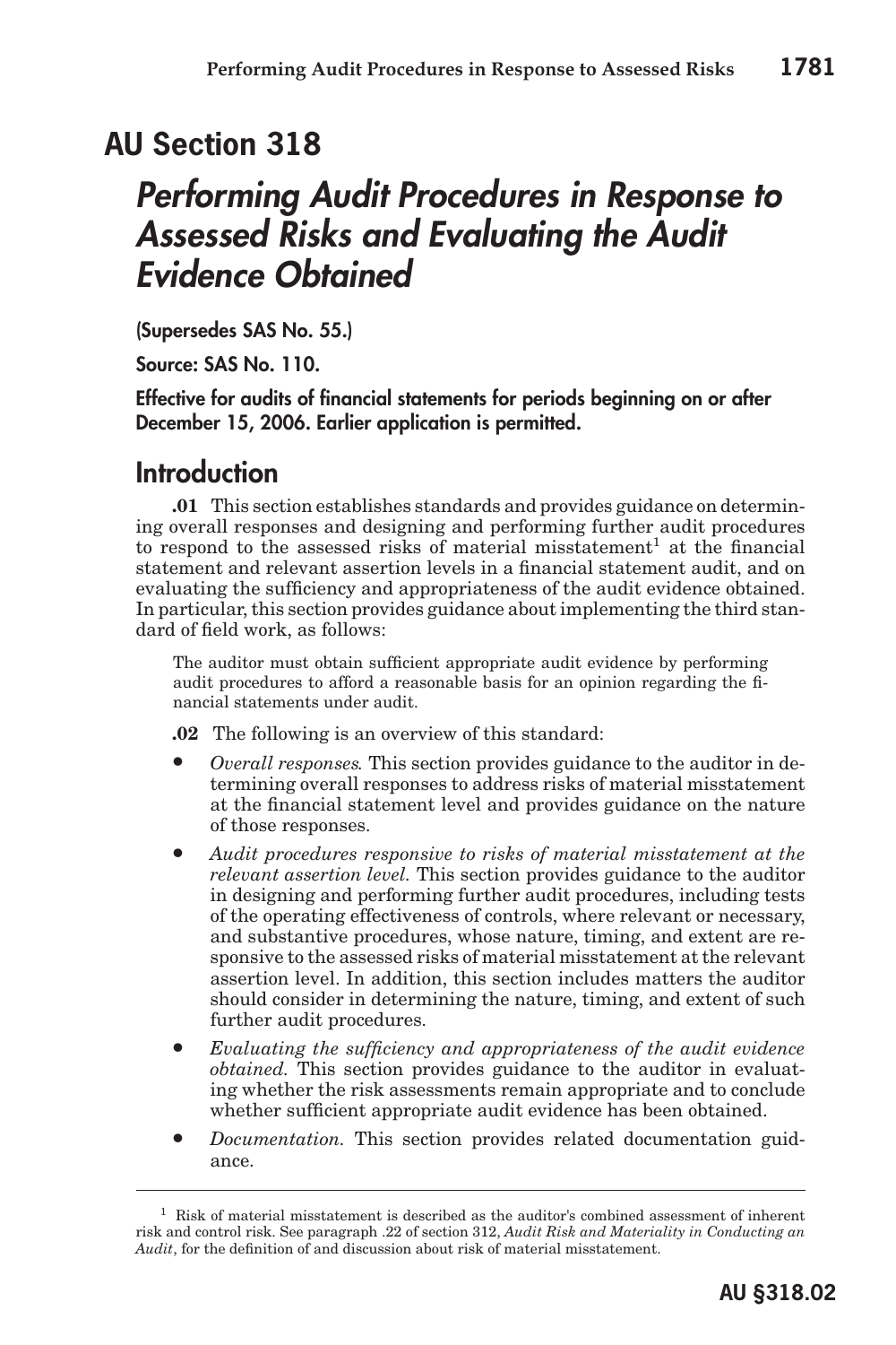# AU Section 318

## *Performing Audit Procedures in Response to Assessed Risks and Evaluating the Audit Evidence Obtained*

**(Supersedes SAS No. 55.)**

**Source: SAS No. 110.**

**Effective for audits of financial statements for periods beginning on or after December 15, 2006. Earlier application is permitted.**

## Introduction

**.01** This section establishes standards and provides guidance on determining overall responses and designing and performing further audit procedures to respond to the assessed risks of material misstatement[1] at the financial statement and relevant assertion levels in a financial statement audit, and on evaluating the sufficiency and appropriateness of the audit evidence obtained. In particular, this section provides guidance about implementing the third standard of field work, as follows:

> The auditor must obtain sufficient appropriate audit evidence by performing audit procedures to afford a reasonable basis for an opinion regarding the financial statements under audit.

**.02** The following is an overview of this standard:

- *Overall responses.* This section provides guidance to the auditor in determining overall responses to address risks of material misstatement at the financial statement level and provides guidance on the nature of those responses.
- *Audit procedures responsive to risks of material misstatement at the relevant assertion level.* This section provides guidance to the auditor in designing and performing further audit procedures, including tests of the operating effectiveness of controls, where relevant or necessary, and substantive procedures, whose nature, timing, and extent are responsive to the assessed risks of material misstatement at the relevant assertion level. In addition, this section includes matters the auditor should consider in determining the nature, timing, and extent of such further audit procedures.
- *Evaluating the sufficiency and appropriateness of the audit evidence obtained.* This section provides guidance to the auditor in evaluating whether the risk assessments remain appropriate and to conclude whether sufficient appropriate audit evidence has been obtained.
- *Documentation.* This section provides related documentation guidance.

---

[1] Risk of material misstatement is described as the auditor's combined assessment of inherent risk and control risk. See paragraph .22 of section 312, *Audit Risk and Materiality in Conducting an Audit*, for the definition of and discussion about risk of material misstatement.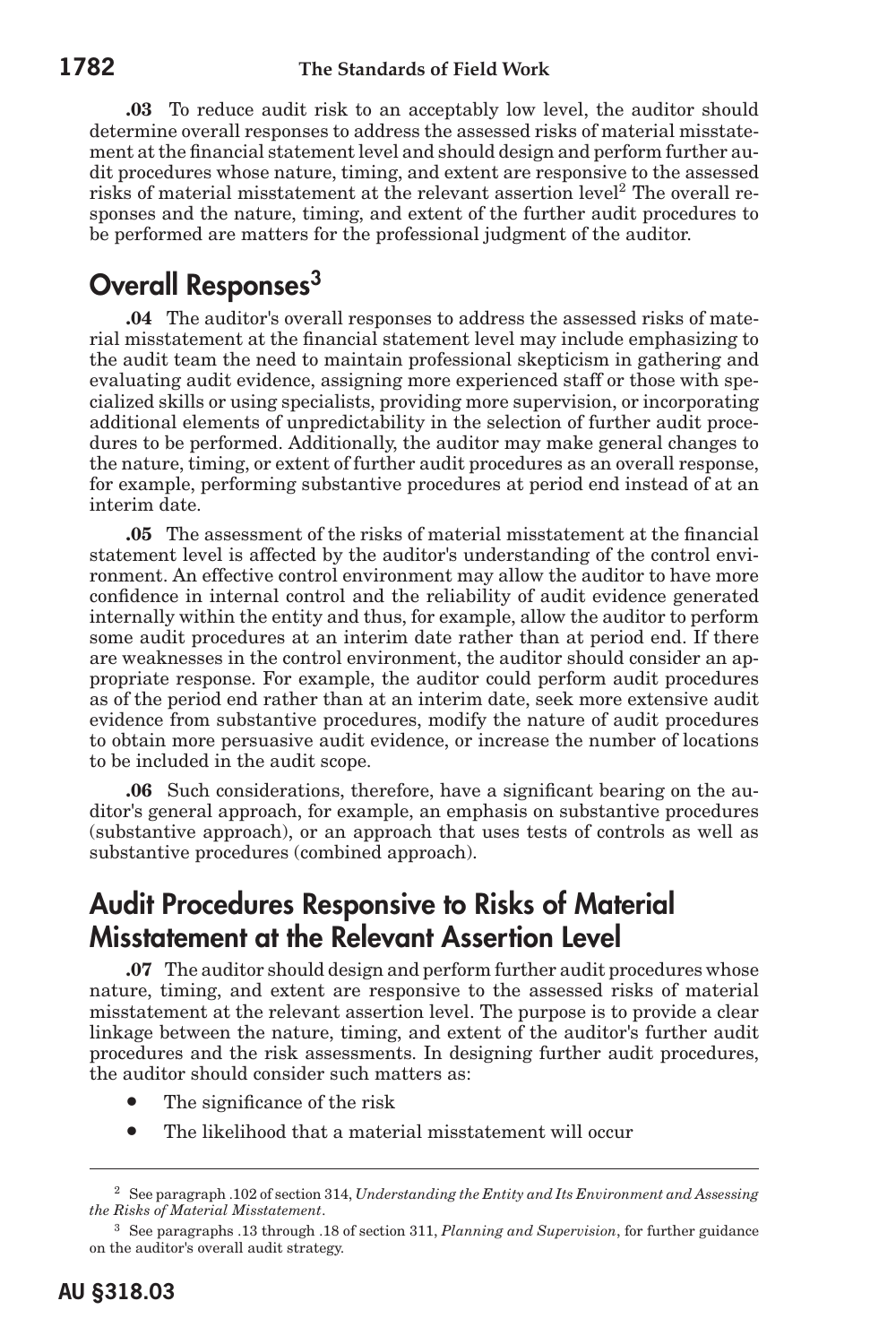**.03** To reduce audit risk to an acceptably low level, the auditor should determine overall responses to address the assessed risks of material misstatement at the financial statement level and should design and perform further audit procedures whose nature, timing, and extent are responsive to the assessed risks of material misstatement at the relevant assertion level[2] The overall responses and the nature, timing, and extent of the further audit procedures to be performed are matters for the professional judgment of the auditor.

## Overall Responses[3]

**.04** The auditor's overall responses to address the assessed risks of material misstatement at the financial statement level may include emphasizing to the audit team the need to maintain professional skepticism in gathering and evaluating audit evidence, assigning more experienced staff or those with specialized skills or using specialists, providing more supervision, or incorporating additional elements of unpredictability in the selection of further audit procedures to be performed. Additionally, the auditor may make general changes to the nature, timing, or extent of further audit procedures as an overall response, for example, performing substantive procedures at period end instead of at an interim date.

**.05** The assessment of the risks of material misstatement at the financial statement level is affected by the auditor's understanding of the control environment. An effective control environment may allow the auditor to have more confidence in internal control and the reliability of audit evidence generated internally within the entity and thus, for example, allow the auditor to perform some audit procedures at an interim date rather than at period end. If there are weaknesses in the control environment, the auditor should consider an appropriate response. For example, the auditor could perform audit procedures as of the period end rather than at an interim date, seek more extensive audit evidence from substantive procedures, modify the nature of audit procedures to obtain more persuasive audit evidence, or increase the number of locations to be included in the audit scope.

**.06** Such considerations, therefore, have a significant bearing on the auditor's general approach, for example, an emphasis on substantive procedures (substantive approach), or an approach that uses tests of controls as well as substantive procedures (combined approach).

## Audit Procedures Responsive to Risks of Material Misstatement at the Relevant Assertion Level

**.07** The auditor should design and perform further audit procedures whose nature, timing, and extent are responsive to the assessed risks of material misstatement at the relevant assertion level. The purpose is to provide a clear linkage between the nature, timing, and extent of the auditor's further audit procedures and the risk assessments. In designing further audit procedures, the auditor should consider such matters as:

- The significance of the risk
- The likelihood that a material misstatement will occur

---

[2] See paragraph .102 of section 314, *Understanding the Entity and Its Environment and Assessing the Risks of Material Misstatement*.

[3] See paragraphs .13 through .18 of section 311, *Planning and Supervision*, for further guidance on the auditor's overall audit strategy.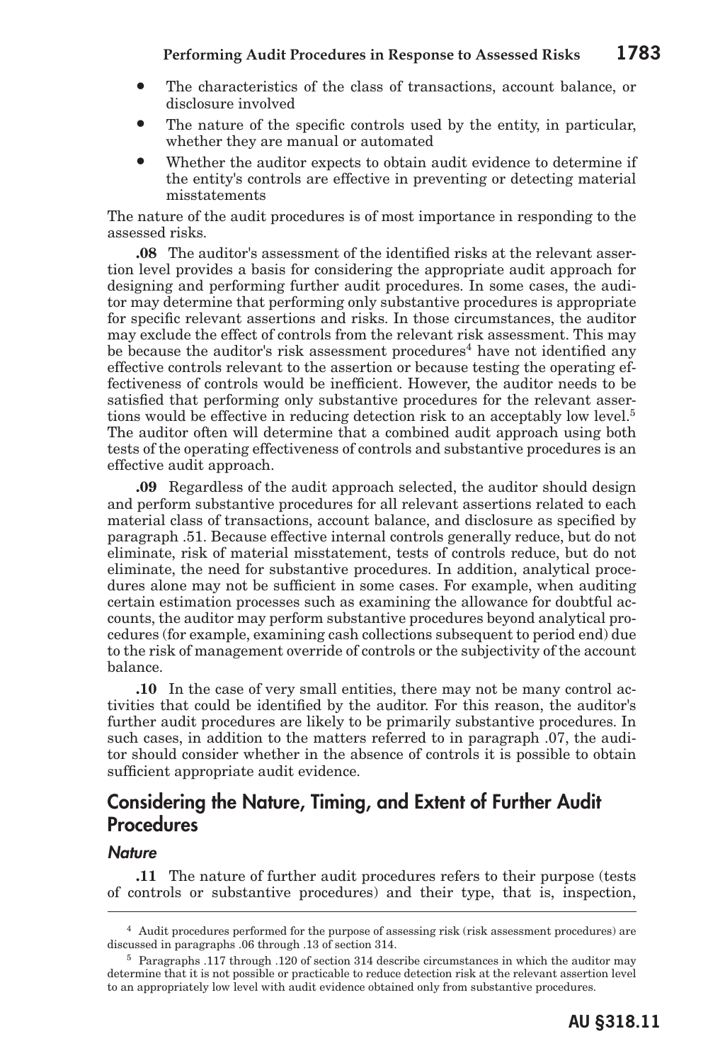- The characteristics of the class of transactions, account balance, or disclosure involved
- The nature of the specific controls used by the entity, in particular, whether they are manual or automated
- Whether the auditor expects to obtain audit evidence to determine if the entity's controls are effective in preventing or detecting material misstatements

The nature of the audit procedures is of most importance in responding to the assessed risks.

**.08** The auditor's assessment of the identified risks at the relevant assertion level provides a basis for considering the appropriate audit approach for designing and performing further audit procedures. In some cases, the auditor may determine that performing only substantive procedures is appropriate for specific relevant assertions and risks. In those circumstances, the auditor may exclude the effect of controls from the relevant risk assessment. This may be because the auditor's risk assessment procedures[4] have not identified any effective controls relevant to the assertion or because testing the operating effectiveness of controls would be inefficient. However, the auditor needs to be satisfied that performing only substantive procedures for the relevant assertions would be effective in reducing detection risk to an acceptably low level.[5] The auditor often will determine that a combined audit approach using both tests of the operating effectiveness of controls and substantive procedures is an effective audit approach.

**.09** Regardless of the audit approach selected, the auditor should design and perform substantive procedures for all relevant assertions related to each material class of transactions, account balance, and disclosure as specified by paragraph .51. Because effective internal controls generally reduce, but do not eliminate, risk of material misstatement, tests of controls reduce, but do not eliminate, the need for substantive procedures. In addition, analytical procedures alone may not be sufficient in some cases. For example, when auditing certain estimation processes such as examining the allowance for doubtful accounts, the auditor may perform substantive procedures beyond analytical procedures (for example, examining cash collections subsequent to period end) due to the risk of management override of controls or the subjectivity of the account balance.

**.10** In the case of very small entities, there may not be many control activities that could be identified by the auditor. For this reason, the auditor's further audit procedures are likely to be primarily substantive procedures. In such cases, in addition to the matters referred to in paragraph .07, the auditor should consider whether in the absence of controls it is possible to obtain sufficient appropriate audit evidence.

## Considering the Nature, Timing, and Extent of Further Audit Procedures

### *Nature*

**.11** The nature of further audit procedures refers to their purpose (tests of controls or substantive procedures) and their type, that is, inspection,

---

[4] Audit procedures performed for the purpose of assessing risk (risk assessment procedures) are discussed in paragraphs .06 through .13 of section 314.

[5] Paragraphs .117 through .120 of section 314 describe circumstances in which the auditor may determine that it is not possible or practicable to reduce detection risk at the relevant assertion level to an appropriately low level with audit evidence obtained only from substantive procedures.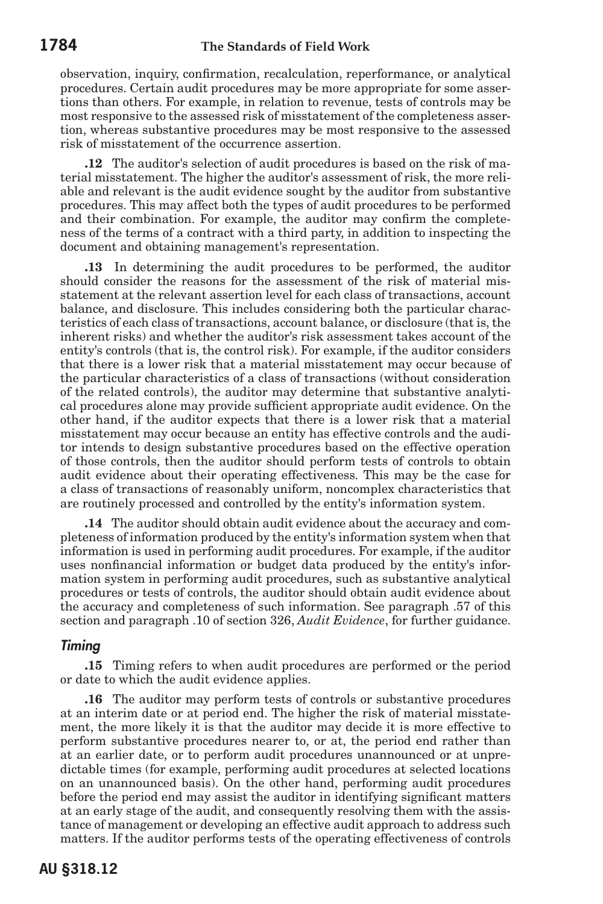observation, inquiry, confirmation, recalculation, reperformance, or analytical procedures. Certain audit procedures may be more appropriate for some assertions than others. For example, in relation to revenue, tests of controls may be most responsive to the assessed risk of misstatement of the completeness assertion, whereas substantive procedures may be most responsive to the assessed risk of misstatement of the occurrence assertion.

**.12** The auditor's selection of audit procedures is based on the risk of material misstatement. The higher the auditor's assessment of risk, the more reliable and relevant is the audit evidence sought by the auditor from substantive procedures. This may affect both the types of audit procedures to be performed and their combination. For example, the auditor may confirm the completeness of the terms of a contract with a third party, in addition to inspecting the document and obtaining management's representation.

**.13** In determining the audit procedures to be performed, the auditor should consider the reasons for the assessment of the risk of material misstatement at the relevant assertion level for each class of transactions, account balance, and disclosure. This includes considering both the particular characteristics of each class of transactions, account balance, or disclosure (that is, the inherent risks) and whether the auditor's risk assessment takes account of the entity's controls (that is, the control risk). For example, if the auditor considers that there is a lower risk that a material misstatement may occur because of the particular characteristics of a class of transactions (without consideration of the related controls), the auditor may determine that substantive analytical procedures alone may provide sufficient appropriate audit evidence. On the other hand, if the auditor expects that there is a lower risk that a material misstatement may occur because an entity has effective controls and the auditor intends to design substantive procedures based on the effective operation of those controls, then the auditor should perform tests of controls to obtain audit evidence about their operating effectiveness. This may be the case for a class of transactions of reasonably uniform, noncomplex characteristics that are routinely processed and controlled by the entity's information system.

**.14** The auditor should obtain audit evidence about the accuracy and completeness of information produced by the entity's information system when that information is used in performing audit procedures. For example, if the auditor uses nonfinancial information or budget data produced by the entity's information system in performing audit procedures, such as substantive analytical procedures or tests of controls, the auditor should obtain audit evidence about the accuracy and completeness of such information. See paragraph .57 of this section and paragraph .10 of section 326, *Audit Evidence*, for further guidance.

### *Timing*

**.15** Timing refers to when audit procedures are performed or the period or date to which the audit evidence applies.

**.16** The auditor may perform tests of controls or substantive procedures at an interim date or at period end. The higher the risk of material misstatement, the more likely it is that the auditor may decide it is more effective to perform substantive procedures nearer to, or at, the period end rather than at an earlier date, or to perform audit procedures unannounced or at unpredictable times (for example, performing audit procedures at selected locations on an unannounced basis). On the other hand, performing audit procedures before the period end may assist the auditor in identifying significant matters at an early stage of the audit, and consequently resolving them with the assistance of management or developing an effective audit approach to address such matters. If the auditor performs tests of the operating effectiveness of controls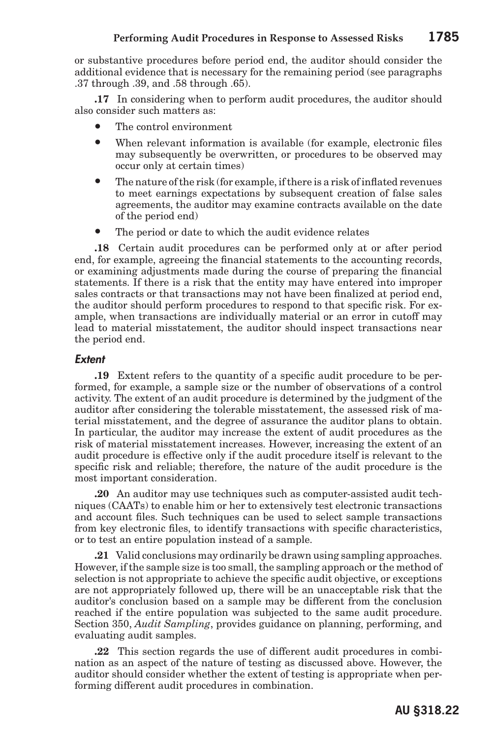or substantive procedures before period end, the auditor should consider the additional evidence that is necessary for the remaining period (see paragraphs .37 through .39, and .58 through .65).

**.17** In considering when to perform audit procedures, the auditor should also consider such matters as:

- The control environment
- When relevant information is available (for example, electronic files may subsequently be overwritten, or procedures to be observed may occur only at certain times)
- The nature of the risk (for example, if there is a risk of inflated revenues to meet earnings expectations by subsequent creation of false sales agreements, the auditor may examine contracts available on the date of the period end)
- The period or date to which the audit evidence relates

**.18** Certain audit procedures can be performed only at or after period end, for example, agreeing the financial statements to the accounting records, or examining adjustments made during the course of preparing the financial statements. If there is a risk that the entity may have entered into improper sales contracts or that transactions may not have been finalized at period end, the auditor should perform procedures to respond to that specific risk. For example, when transactions are individually material or an error in cutoff may lead to material misstatement, the auditor should inspect transactions near the period end.

### *Extent*

**.19** Extent refers to the quantity of a specific audit procedure to be performed, for example, a sample size or the number of observations of a control activity. The extent of an audit procedure is determined by the judgment of the auditor after considering the tolerable misstatement, the assessed risk of material misstatement, and the degree of assurance the auditor plans to obtain. In particular, the auditor may increase the extent of audit procedures as the risk of material misstatement increases. However, increasing the extent of an audit procedure is effective only if the audit procedure itself is relevant to the specific risk and reliable; therefore, the nature of the audit procedure is the most important consideration.

**.20** An auditor may use techniques such as computer-assisted audit techniques (CAATs) to enable him or her to extensively test electronic transactions and account files. Such techniques can be used to select sample transactions from key electronic files, to identify transactions with specific characteristics, or to test an entire population instead of a sample.

**.21** Valid conclusions may ordinarily be drawn using sampling approaches. However, if the sample size is too small, the sampling approach or the method of selection is not appropriate to achieve the specific audit objective, or exceptions are not appropriately followed up, there will be an unacceptable risk that the auditor's conclusion based on a sample may be different from the conclusion reached if the entire population was subjected to the same audit procedure. Section 350, *Audit Sampling*, provides guidance on planning, performing, and evaluating audit samples.

**.22** This section regards the use of different audit procedures in combination as an aspect of the nature of testing as discussed above. However, the auditor should consider whether the extent of testing is appropriate when performing different audit procedures in combination.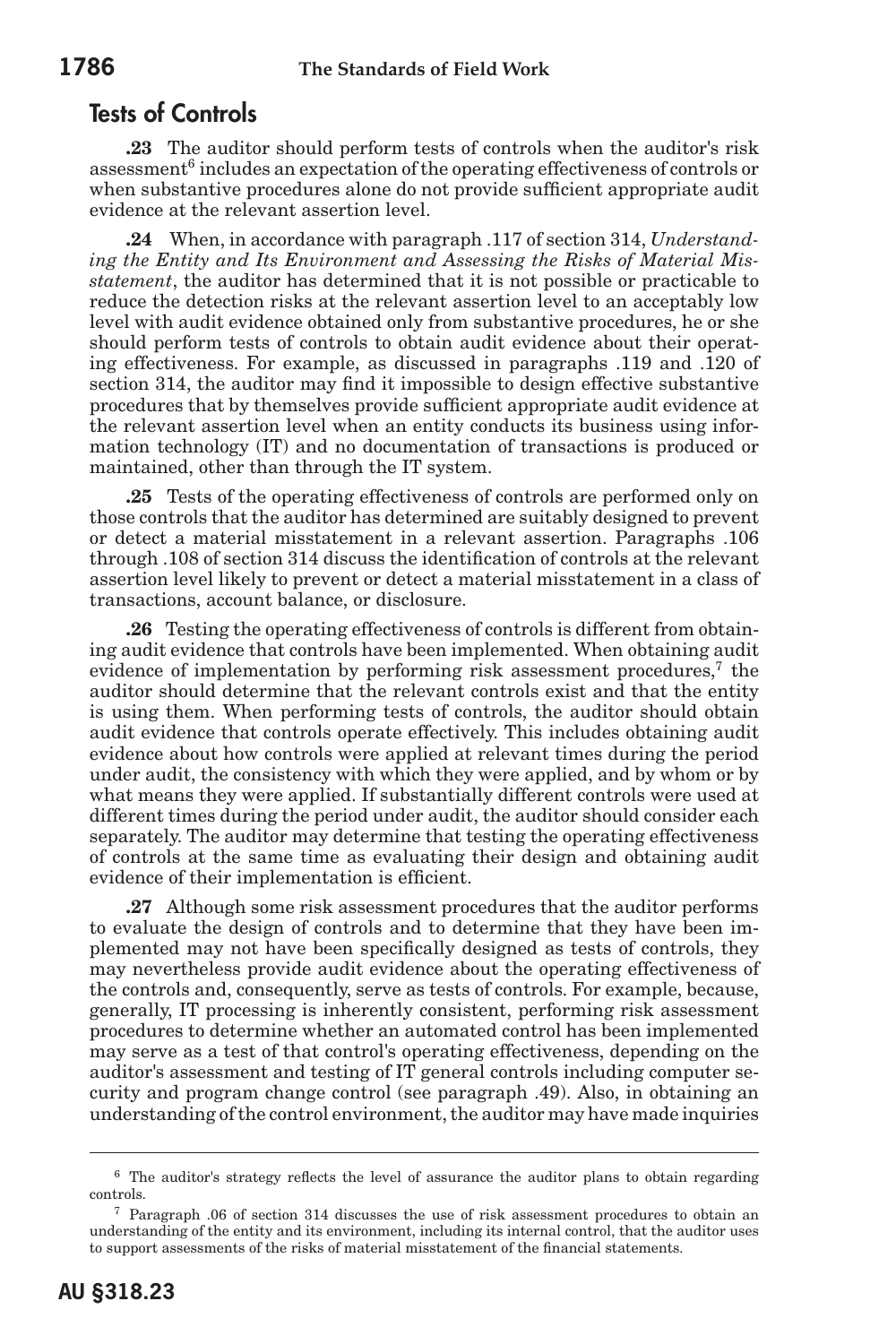## Tests of Controls

**.23** The auditor should perform tests of controls when the auditor's risk assessment[6] includes an expectation of the operating effectiveness of controls or when substantive procedures alone do not provide sufficient appropriate audit evidence at the relevant assertion level.

**.24** When, in accordance with paragraph .117 of section 314, *Understanding the Entity and Its Environment and Assessing the Risks of Material Misstatement*, the auditor has determined that it is not possible or practicable to reduce the detection risks at the relevant assertion level to an acceptably low level with audit evidence obtained only from substantive procedures, he or she should perform tests of controls to obtain audit evidence about their operating effectiveness. For example, as discussed in paragraphs .119 and .120 of section 314, the auditor may find it impossible to design effective substantive procedures that by themselves provide sufficient appropriate audit evidence at the relevant assertion level when an entity conducts its business using information technology (IT) and no documentation of transactions is produced or maintained, other than through the IT system.

**.25** Tests of the operating effectiveness of controls are performed only on those controls that the auditor has determined are suitably designed to prevent or detect a material misstatement in a relevant assertion. Paragraphs .106 through .108 of section 314 discuss the identification of controls at the relevant assertion level likely to prevent or detect a material misstatement in a class of transactions, account balance, or disclosure.

**.26** Testing the operating effectiveness of controls is different from obtaining audit evidence that controls have been implemented. When obtaining audit evidence of implementation by performing risk assessment procedures,[7] the auditor should determine that the relevant controls exist and that the entity is using them. When performing tests of controls, the auditor should obtain audit evidence that controls operate effectively. This includes obtaining audit evidence about how controls were applied at relevant times during the period under audit, the consistency with which they were applied, and by whom or by what means they were applied. If substantially different controls were used at different times during the period under audit, the auditor should consider each separately. The auditor may determine that testing the operating effectiveness of controls at the same time as evaluating their design and obtaining audit evidence of their implementation is efficient.

**.27** Although some risk assessment procedures that the auditor performs to evaluate the design of controls and to determine that they have been implemented may not have been specifically designed as tests of controls, they may nevertheless provide audit evidence about the operating effectiveness of the controls and, consequently, serve as tests of controls. For example, because, generally, IT processing is inherently consistent, performing risk assessment procedures to determine whether an automated control has been implemented may serve as a test of that control's operating effectiveness, depending on the auditor's assessment and testing of IT general controls including computer security and program change control (see paragraph .49). Also, in obtaining an understanding of the control environment, the auditor may have made inquiries

---

[6] The auditor's strategy reflects the level of assurance the auditor plans to obtain regarding controls.

[7] Paragraph .06 of section 314 discusses the use of risk assessment procedures to obtain an understanding of the entity and its environment, including its internal control, that the auditor uses to support assessments of the risks of material misstatement of the financial statements.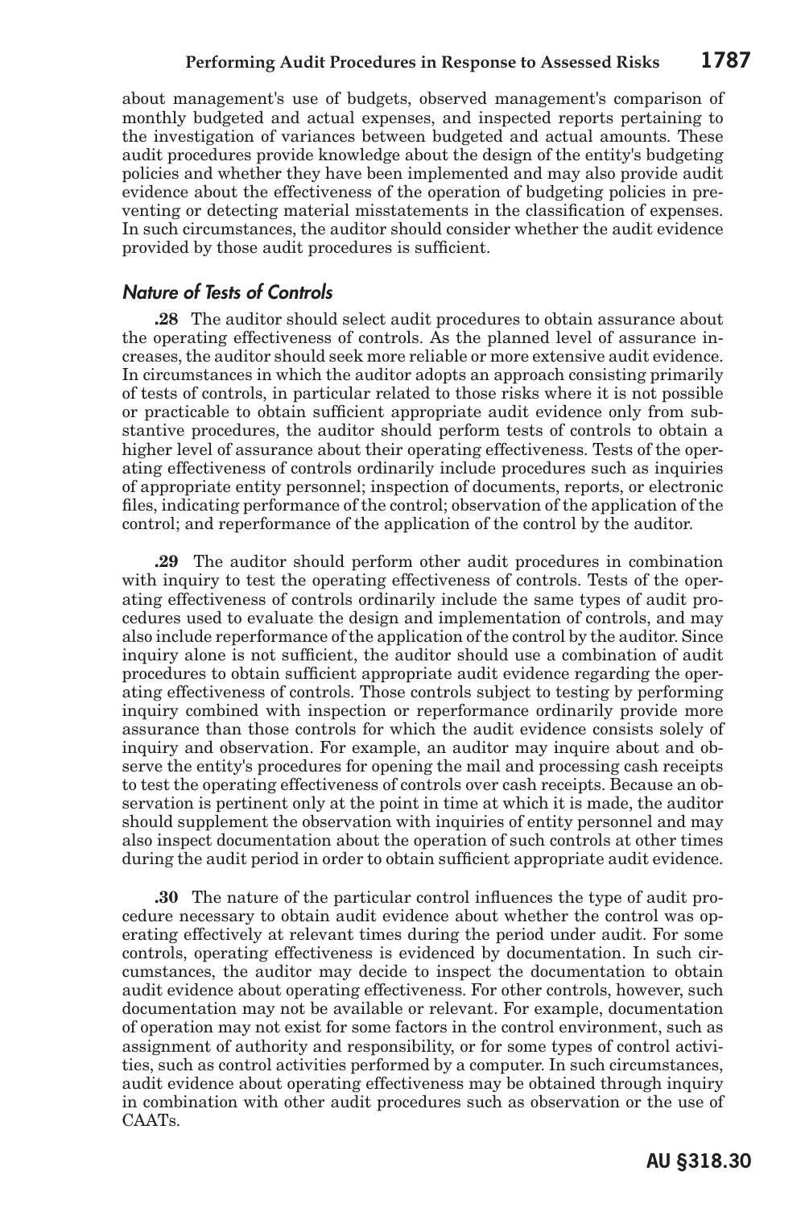about management's use of budgets, observed management's comparison of monthly budgeted and actual expenses, and inspected reports pertaining to the investigation of variances between budgeted and actual amounts. These audit procedures provide knowledge about the design of the entity's budgeting policies and whether they have been implemented and may also provide audit evidence about the effectiveness of the operation of budgeting policies in preventing or detecting material misstatements in the classification of expenses. In such circumstances, the auditor should consider whether the audit evidence provided by those audit procedures is sufficient.

### *Nature of Tests of Controls*

**.28** The auditor should select audit procedures to obtain assurance about the operating effectiveness of controls. As the planned level of assurance increases, the auditor should seek more reliable or more extensive audit evidence. In circumstances in which the auditor adopts an approach consisting primarily of tests of controls, in particular related to those risks where it is not possible or practicable to obtain sufficient appropriate audit evidence only from substantive procedures, the auditor should perform tests of controls to obtain a higher level of assurance about their operating effectiveness. Tests of the operating effectiveness of controls ordinarily include procedures such as inquiries of appropriate entity personnel; inspection of documents, reports, or electronic files, indicating performance of the control; observation of the application of the control; and reperformance of the application of the control by the auditor.

**.29** The auditor should perform other audit procedures in combination with inquiry to test the operating effectiveness of controls. Tests of the operating effectiveness of controls ordinarily include the same types of audit procedures used to evaluate the design and implementation of controls, and may also include reperformance of the application of the control by the auditor. Since inquiry alone is not sufficient, the auditor should use a combination of audit procedures to obtain sufficient appropriate audit evidence regarding the operating effectiveness of controls. Those controls subject to testing by performing inquiry combined with inspection or reperformance ordinarily provide more assurance than those controls for which the audit evidence consists solely of inquiry and observation. For example, an auditor may inquire about and observe the entity's procedures for opening the mail and processing cash receipts to test the operating effectiveness of controls over cash receipts. Because an observation is pertinent only at the point in time at which it is made, the auditor should supplement the observation with inquiries of entity personnel and may also inspect documentation about the operation of such controls at other times during the audit period in order to obtain sufficient appropriate audit evidence.

**.30** The nature of the particular control influences the type of audit procedure necessary to obtain audit evidence about whether the control was operating effectively at relevant times during the period under audit. For some controls, operating effectiveness is evidenced by documentation. In such circumstances, the auditor may decide to inspect the documentation to obtain audit evidence about operating effectiveness. For other controls, however, such documentation may not be available or relevant. For example, documentation of operation may not exist for some factors in the control environment, such as assignment of authority and responsibility, or for some types of control activities, such as control activities performed by a computer. In such circumstances, audit evidence about operating effectiveness may be obtained through inquiry in combination with other audit procedures such as observation or the use of CAATs.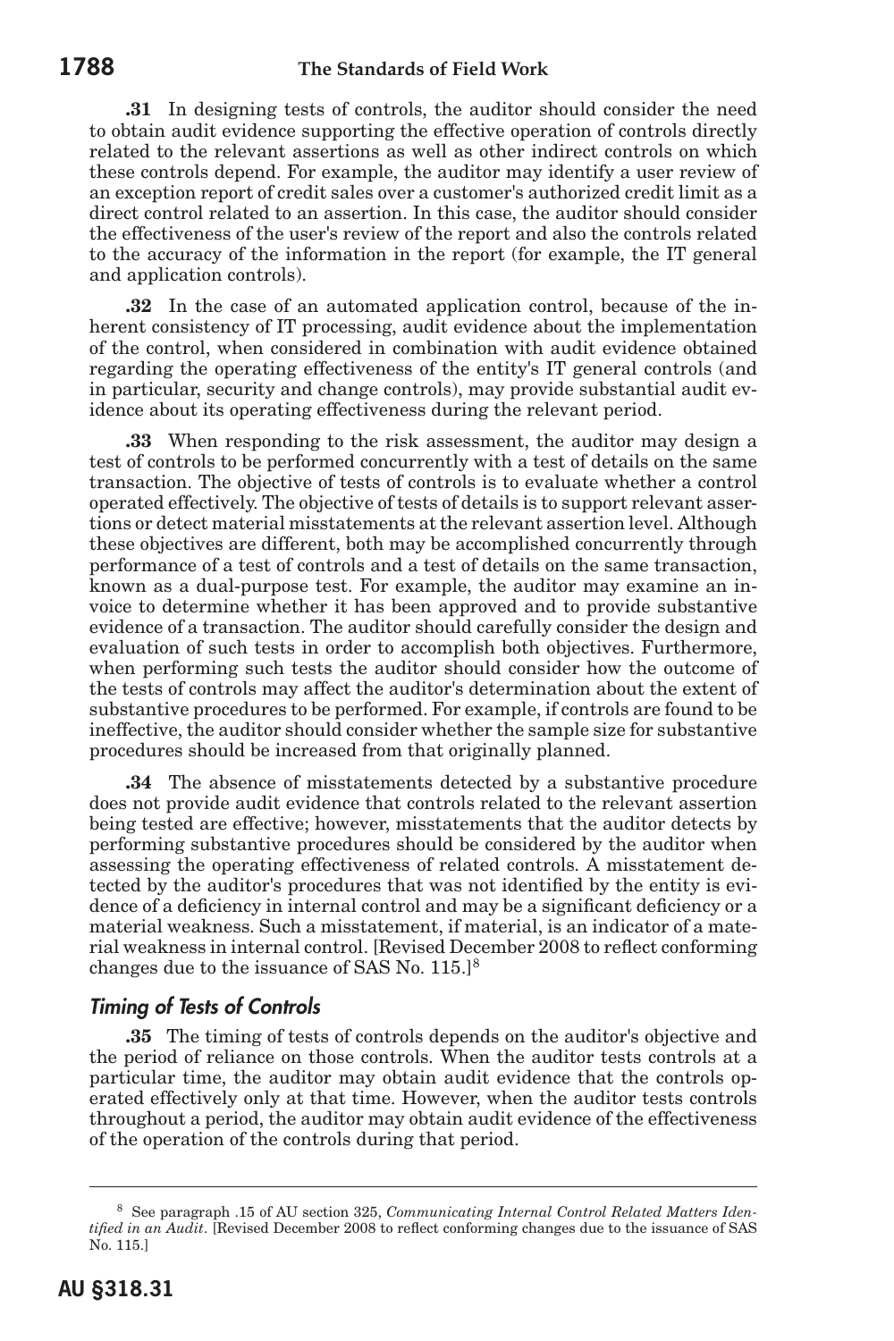**.31** In designing tests of controls, the auditor should consider the need to obtain audit evidence supporting the effective operation of controls directly related to the relevant assertions as well as other indirect controls on which these controls depend. For example, the auditor may identify a user review of an exception report of credit sales over a customer's authorized credit limit as a direct control related to an assertion. In this case, the auditor should consider the effectiveness of the user's review of the report and also the controls related to the accuracy of the information in the report (for example, the IT general and application controls).

**.32** In the case of an automated application control, because of the inherent consistency of IT processing, audit evidence about the implementation of the control, when considered in combination with audit evidence obtained regarding the operating effectiveness of the entity's IT general controls (and in particular, security and change controls), may provide substantial audit evidence about its operating effectiveness during the relevant period.

**.33** When responding to the risk assessment, the auditor may design a test of controls to be performed concurrently with a test of details on the same transaction. The objective of tests of controls is to evaluate whether a control operated effectively. The objective of tests of details is to support relevant assertions or detect material misstatements at the relevant assertion level. Although these objectives are different, both may be accomplished concurrently through performance of a test of controls and a test of details on the same transaction, known as a dual-purpose test. For example, the auditor may examine an invoice to determine whether it has been approved and to provide substantive evidence of a transaction. The auditor should carefully consider the design and evaluation of such tests in order to accomplish both objectives. Furthermore, when performing such tests the auditor should consider how the outcome of the tests of controls may affect the auditor's determination about the extent of substantive procedures to be performed. For example, if controls are found to be ineffective, the auditor should consider whether the sample size for substantive procedures should be increased from that originally planned.

**.34** The absence of misstatements detected by a substantive procedure does not provide audit evidence that controls related to the relevant assertion being tested are effective; however, misstatements that the auditor detects by performing substantive procedures should be considered by the auditor when assessing the operating effectiveness of related controls. A misstatement detected by the auditor's procedures that was not identified by the entity is evidence of a deficiency in internal control and may be a significant deficiency or a material weakness. Such a misstatement, if material, is an indicator of a material weakness in internal control. [Revised December 2008 to reflect conforming changes due to the issuance of SAS No. 115.][8]

### *Timing of Tests of Controls*

**.35** The timing of tests of controls depends on the auditor's objective and the period of reliance on those controls. When the auditor tests controls at a particular time, the auditor may obtain audit evidence that the controls operated effectively only at that time. However, when the auditor tests controls throughout a period, the auditor may obtain audit evidence of the effectiveness of the operation of the controls during that period.

---

[8] See paragraph .15 of AU section 325, *Communicating Internal Control Related Matters Identified in an Audit*. [Revised December 2008 to reflect conforming changes due to the issuance of SAS No. 115.]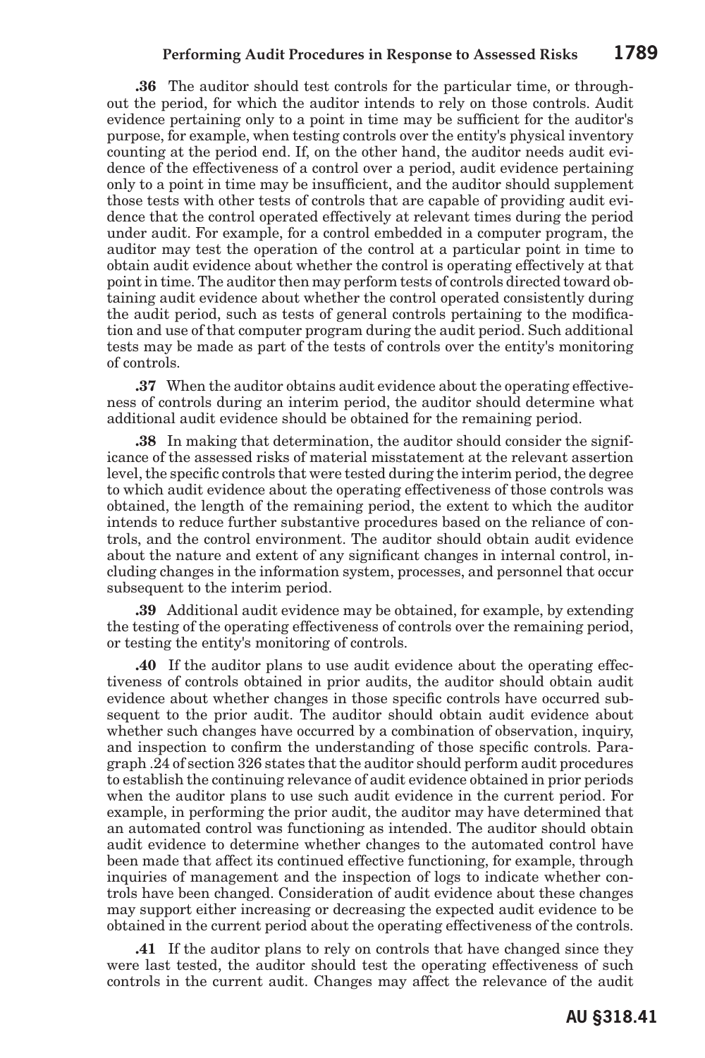**.36** The auditor should test controls for the particular time, or throughout the period, for which the auditor intends to rely on those controls. Audit evidence pertaining only to a point in time may be sufficient for the auditor's purpose, for example, when testing controls over the entity's physical inventory counting at the period end. If, on the other hand, the auditor needs audit evidence of the effectiveness of a control over a period, audit evidence pertaining only to a point in time may be insufficient, and the auditor should supplement those tests with other tests of controls that are capable of providing audit evidence that the control operated effectively at relevant times during the period under audit. For example, for a control embedded in a computer program, the auditor may test the operation of the control at a particular point in time to obtain audit evidence about whether the control is operating effectively at that point in time. The auditor then may perform tests of controls directed toward obtaining audit evidence about whether the control operated consistently during the audit period, such as tests of general controls pertaining to the modification and use of that computer program during the audit period. Such additional tests may be made as part of the tests of controls over the entity's monitoring of controls.

**.37** When the auditor obtains audit evidence about the operating effectiveness of controls during an interim period, the auditor should determine what additional audit evidence should be obtained for the remaining period.

**.38** In making that determination, the auditor should consider the significance of the assessed risks of material misstatement at the relevant assertion level, the specific controls that were tested during the interim period, the degree to which audit evidence about the operating effectiveness of those controls was obtained, the length of the remaining period, the extent to which the auditor intends to reduce further substantive procedures based on the reliance of controls, and the control environment. The auditor should obtain audit evidence about the nature and extent of any significant changes in internal control, including changes in the information system, processes, and personnel that occur subsequent to the interim period.

**.39** Additional audit evidence may be obtained, for example, by extending the testing of the operating effectiveness of controls over the remaining period, or testing the entity's monitoring of controls.

**.40** If the auditor plans to use audit evidence about the operating effectiveness of controls obtained in prior audits, the auditor should obtain audit evidence about whether changes in those specific controls have occurred subsequent to the prior audit. The auditor should obtain audit evidence about whether such changes have occurred by a combination of observation, inquiry, and inspection to confirm the understanding of those specific controls. Paragraph .24 of section 326 states that the auditor should perform audit procedures to establish the continuing relevance of audit evidence obtained in prior periods when the auditor plans to use such audit evidence in the current period. For example, in performing the prior audit, the auditor may have determined that an automated control was functioning as intended. The auditor should obtain audit evidence to determine whether changes to the automated control have been made that affect its continued effective functioning, for example, through inquiries of management and the inspection of logs to indicate whether controls have been changed. Consideration of audit evidence about these changes may support either increasing or decreasing the expected audit evidence to be obtained in the current period about the operating effectiveness of the controls.

**.41** If the auditor plans to rely on controls that have changed since they were last tested, the auditor should test the operating effectiveness of such controls in the current audit. Changes may affect the relevance of the audit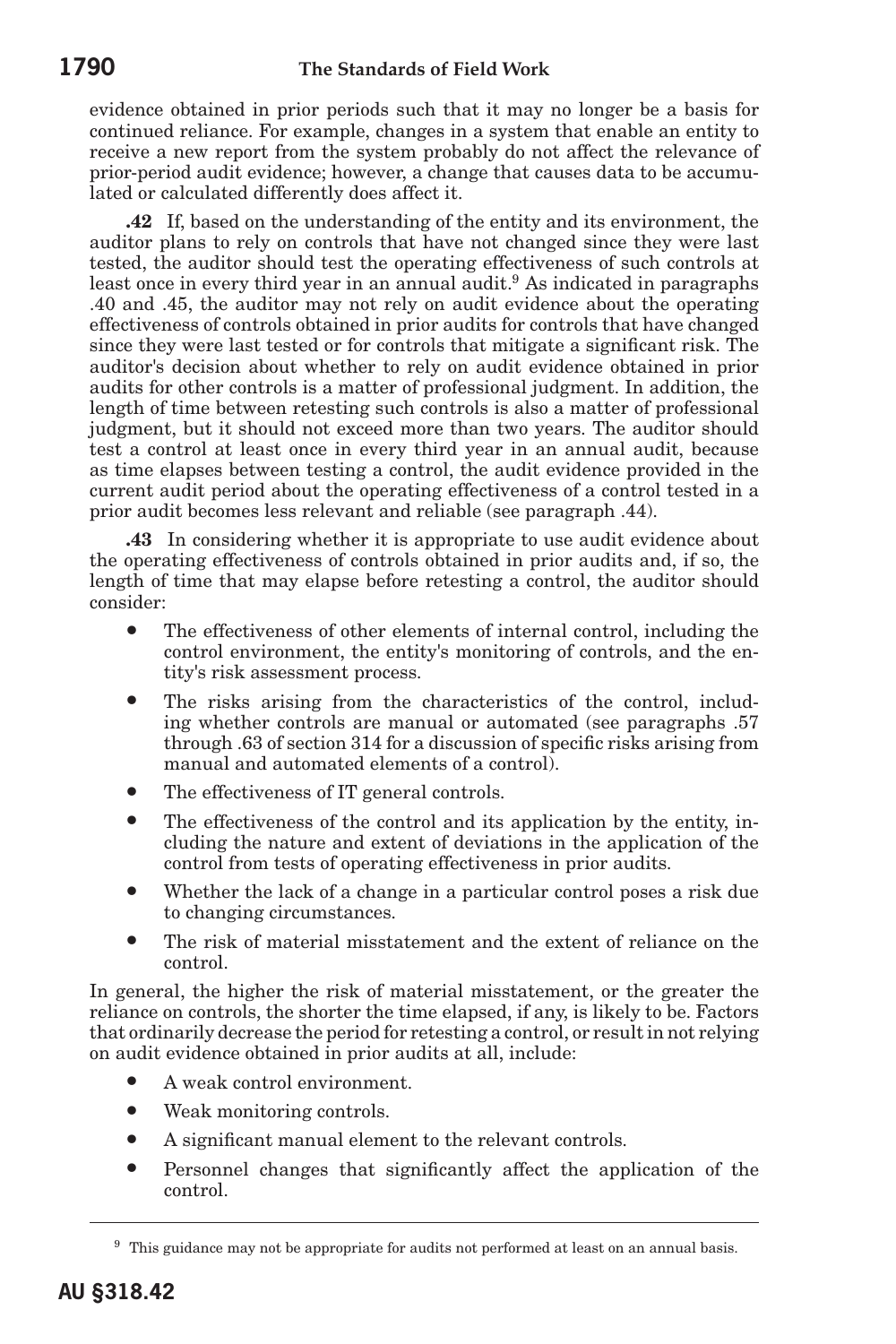evidence obtained in prior periods such that it may no longer be a basis for continued reliance. For example, changes in a system that enable an entity to receive a new report from the system probably do not affect the relevance of prior-period audit evidence; however, a change that causes data to be accumulated or calculated differently does affect it.

**.42** If, based on the understanding of the entity and its environment, the auditor plans to rely on controls that have not changed since they were last tested, the auditor should test the operating effectiveness of such controls at least once in every third year in an annual audit.[9] As indicated in paragraphs .40 and .45, the auditor may not rely on audit evidence about the operating effectiveness of controls obtained in prior audits for controls that have changed since they were last tested or for controls that mitigate a significant risk. The auditor's decision about whether to rely on audit evidence obtained in prior audits for other controls is a matter of professional judgment. In addition, the length of time between retesting such controls is also a matter of professional judgment, but it should not exceed more than two years. The auditor should test a control at least once in every third year in an annual audit, because as time elapses between testing a control, the audit evidence provided in the current audit period about the operating effectiveness of a control tested in a prior audit becomes less relevant and reliable (see paragraph .44).

**.43** In considering whether it is appropriate to use audit evidence about the operating effectiveness of controls obtained in prior audits and, if so, the length of time that may elapse before retesting a control, the auditor should consider:

- The effectiveness of other elements of internal control, including the control environment, the entity's monitoring of controls, and the entity's risk assessment process.
- The risks arising from the characteristics of the control, including whether controls are manual or automated (see paragraphs .57 through .63 of section 314 for a discussion of specific risks arising from manual and automated elements of a control).
- The effectiveness of IT general controls.
- The effectiveness of the control and its application by the entity, including the nature and extent of deviations in the application of the control from tests of operating effectiveness in prior audits.
- Whether the lack of a change in a particular control poses a risk due to changing circumstances.
- The risk of material misstatement and the extent of reliance on the control.

In general, the higher the risk of material misstatement, or the greater the reliance on controls, the shorter the time elapsed, if any, is likely to be. Factors that ordinarily decrease the period for retesting a control, or result in not relying on audit evidence obtained in prior audits at all, include:

- A weak control environment.
- Weak monitoring controls.
- A significant manual element to the relevant controls.
- Personnel changes that significantly affect the application of the control.

---

[9] This guidance may not be appropriate for audits not performed at least on an annual basis.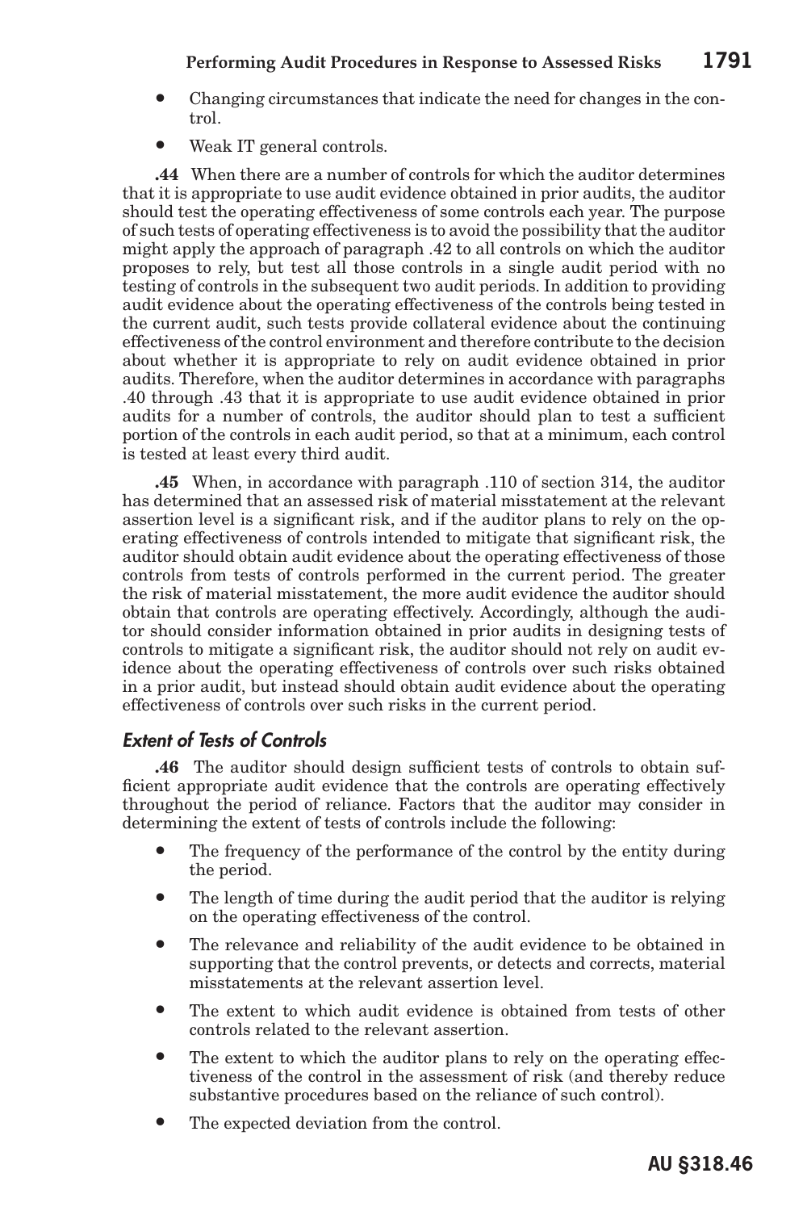- Changing circumstances that indicate the need for changes in the control.
- Weak IT general controls.

**.44** When there are a number of controls for which the auditor determines that it is appropriate to use audit evidence obtained in prior audits, the auditor should test the operating effectiveness of some controls each year. The purpose of such tests of operating effectiveness is to avoid the possibility that the auditor might apply the approach of paragraph .42 to all controls on which the auditor proposes to rely, but test all those controls in a single audit period with no testing of controls in the subsequent two audit periods. In addition to providing audit evidence about the operating effectiveness of the controls being tested in the current audit, such tests provide collateral evidence about the continuing effectiveness of the control environment and therefore contribute to the decision about whether it is appropriate to rely on audit evidence obtained in prior audits. Therefore, when the auditor determines in accordance with paragraphs .40 through .43 that it is appropriate to use audit evidence obtained in prior audits for a number of controls, the auditor should plan to test a sufficient portion of the controls in each audit period, so that at a minimum, each control is tested at least every third audit.

**.45** When, in accordance with paragraph .110 of section 314, the auditor has determined that an assessed risk of material misstatement at the relevant assertion level is a significant risk, and if the auditor plans to rely on the operating effectiveness of controls intended to mitigate that significant risk, the auditor should obtain audit evidence about the operating effectiveness of those controls from tests of controls performed in the current period. The greater the risk of material misstatement, the more audit evidence the auditor should obtain that controls are operating effectively. Accordingly, although the auditor should consider information obtained in prior audits in designing tests of controls to mitigate a significant risk, the auditor should not rely on audit evidence about the operating effectiveness of controls over such risks obtained in a prior audit, but instead should obtain audit evidence about the operating effectiveness of controls over such risks in the current period.

### *Extent of Tests of Controls*

**.46** The auditor should design sufficient tests of controls to obtain sufficient appropriate audit evidence that the controls are operating effectively throughout the period of reliance. Factors that the auditor may consider in determining the extent of tests of controls include the following:

- The frequency of the performance of the control by the entity during the period.
- The length of time during the audit period that the auditor is relying on the operating effectiveness of the control.
- The relevance and reliability of the audit evidence to be obtained in supporting that the control prevents, or detects and corrects, material misstatements at the relevant assertion level.
- The extent to which audit evidence is obtained from tests of other controls related to the relevant assertion.
- The extent to which the auditor plans to rely on the operating effectiveness of the control in the assessment of risk (and thereby reduce substantive procedures based on the reliance of such control).
- The expected deviation from the control.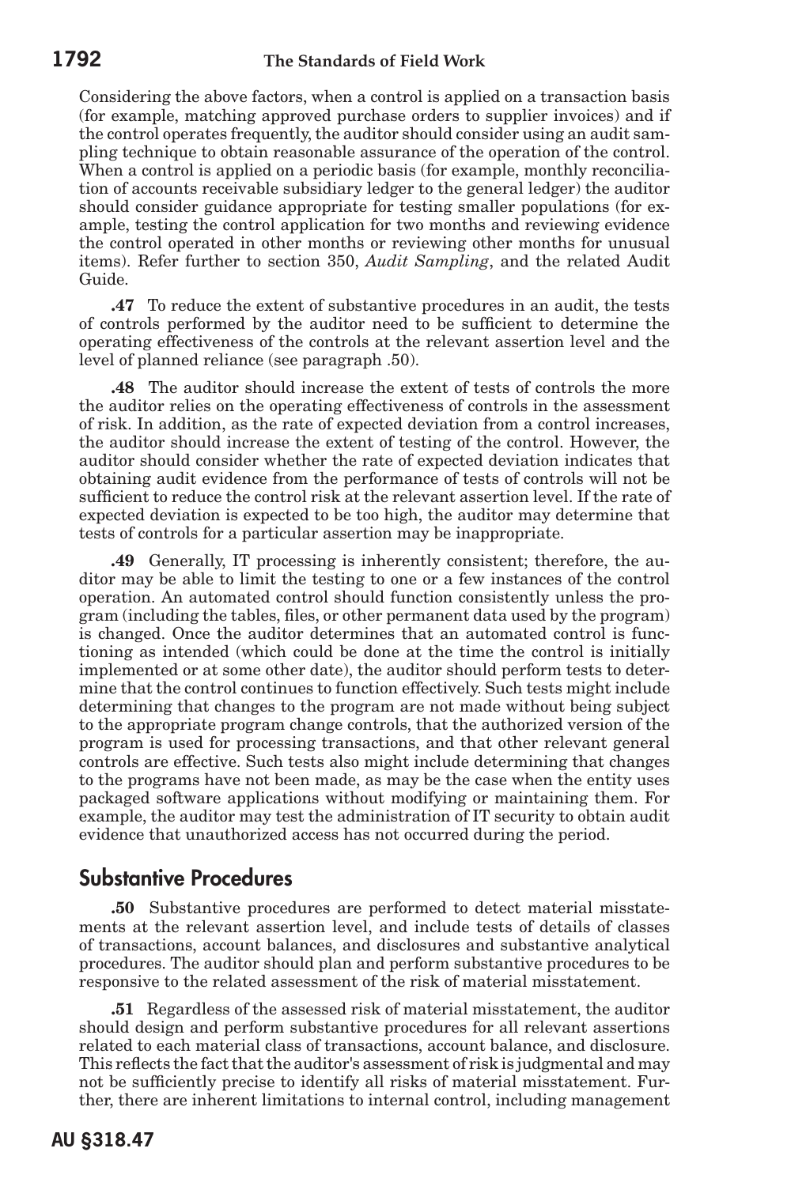Considering the above factors, when a control is applied on a transaction basis (for example, matching approved purchase orders to supplier invoices) and if the control operates frequently, the auditor should consider using an audit sampling technique to obtain reasonable assurance of the operation of the control. When a control is applied on a periodic basis (for example, monthly reconciliation of accounts receivable subsidiary ledger to the general ledger) the auditor should consider guidance appropriate for testing smaller populations (for example, testing the control application for two months and reviewing evidence the control operated in other months or reviewing other months for unusual items). Refer further to section 350, *Audit Sampling*, and the related Audit Guide.

**.47** To reduce the extent of substantive procedures in an audit, the tests of controls performed by the auditor need to be sufficient to determine the operating effectiveness of the controls at the relevant assertion level and the level of planned reliance (see paragraph .50).

**.48** The auditor should increase the extent of tests of controls the more the auditor relies on the operating effectiveness of controls in the assessment of risk. In addition, as the rate of expected deviation from a control increases, the auditor should increase the extent of testing of the control. However, the auditor should consider whether the rate of expected deviation indicates that obtaining audit evidence from the performance of tests of controls will not be sufficient to reduce the control risk at the relevant assertion level. If the rate of expected deviation is expected to be too high, the auditor may determine that tests of controls for a particular assertion may be inappropriate.

**.49** Generally, IT processing is inherently consistent; therefore, the auditor may be able to limit the testing to one or a few instances of the control operation. An automated control should function consistently unless the program (including the tables, files, or other permanent data used by the program) is changed. Once the auditor determines that an automated control is functioning as intended (which could be done at the time the control is initially implemented or at some other date), the auditor should perform tests to determine that the control continues to function effectively. Such tests might include determining that changes to the program are not made without being subject to the appropriate program change controls, that the authorized version of the program is used for processing transactions, and that other relevant general controls are effective. Such tests also might include determining that changes to the programs have not been made, as may be the case when the entity uses packaged software applications without modifying or maintaining them. For example, the auditor may test the administration of IT security to obtain audit evidence that unauthorized access has not occurred during the period.

## Substantive Procedures

**.50** Substantive procedures are performed to detect material misstatements at the relevant assertion level, and include tests of details of classes of transactions, account balances, and disclosures and substantive analytical procedures. The auditor should plan and perform substantive procedures to be responsive to the related assessment of the risk of material misstatement.

**.51** Regardless of the assessed risk of material misstatement, the auditor should design and perform substantive procedures for all relevant assertions related to each material class of transactions, account balance, and disclosure. This reflects the fact that the auditor's assessment of risk is judgmental and may not be sufficiently precise to identify all risks of material misstatement. Further, there are inherent limitations to internal control, including management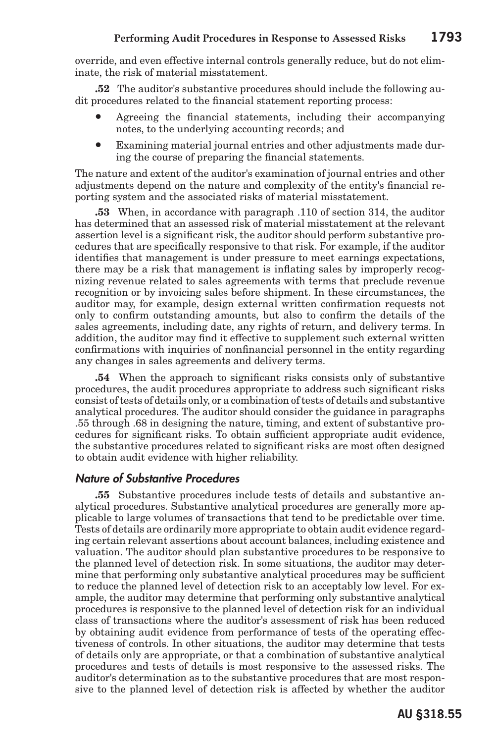override, and even effective internal controls generally reduce, but do not eliminate, the risk of material misstatement.

**.52** The auditor's substantive procedures should include the following audit procedures related to the financial statement reporting process:

- Agreeing the financial statements, including their accompanying notes, to the underlying accounting records; and
- Examining material journal entries and other adjustments made during the course of preparing the financial statements.

The nature and extent of the auditor's examination of journal entries and other adjustments depend on the nature and complexity of the entity's financial reporting system and the associated risks of material misstatement.

**.53** When, in accordance with paragraph .110 of section 314, the auditor has determined that an assessed risk of material misstatement at the relevant assertion level is a significant risk, the auditor should perform substantive procedures that are specifically responsive to that risk. For example, if the auditor identifies that management is under pressure to meet earnings expectations, there may be a risk that management is inflating sales by improperly recognizing revenue related to sales agreements with terms that preclude revenue recognition or by invoicing sales before shipment. In these circumstances, the auditor may, for example, design external written confirmation requests not only to confirm outstanding amounts, but also to confirm the details of the sales agreements, including date, any rights of return, and delivery terms. In addition, the auditor may find it effective to supplement such external written confirmations with inquiries of nonfinancial personnel in the entity regarding any changes in sales agreements and delivery terms.

**.54** When the approach to significant risks consists only of substantive procedures, the audit procedures appropriate to address such significant risks consist of tests of details only, or a combination of tests of details and substantive analytical procedures. The auditor should consider the guidance in paragraphs .55 through .68 in designing the nature, timing, and extent of substantive procedures for significant risks. To obtain sufficient appropriate audit evidence, the substantive procedures related to significant risks are most often designed to obtain audit evidence with higher reliability.

### *Nature of Substantive Procedures*

**.55** Substantive procedures include tests of details and substantive analytical procedures. Substantive analytical procedures are generally more applicable to large volumes of transactions that tend to be predictable over time. Tests of details are ordinarily more appropriate to obtain audit evidence regarding certain relevant assertions about account balances, including existence and valuation. The auditor should plan substantive procedures to be responsive to the planned level of detection risk. In some situations, the auditor may determine that performing only substantive analytical procedures may be sufficient to reduce the planned level of detection risk to an acceptably low level. For example, the auditor may determine that performing only substantive analytical procedures is responsive to the planned level of detection risk for an individual class of transactions where the auditor's assessment of risk has been reduced by obtaining audit evidence from performance of tests of the operating effectiveness of controls. In other situations, the auditor may determine that tests of details only are appropriate, or that a combination of substantive analytical procedures and tests of details is most responsive to the assessed risks. The auditor's determination as to the substantive procedures that are most responsive to the planned level of detection risk is affected by whether the auditor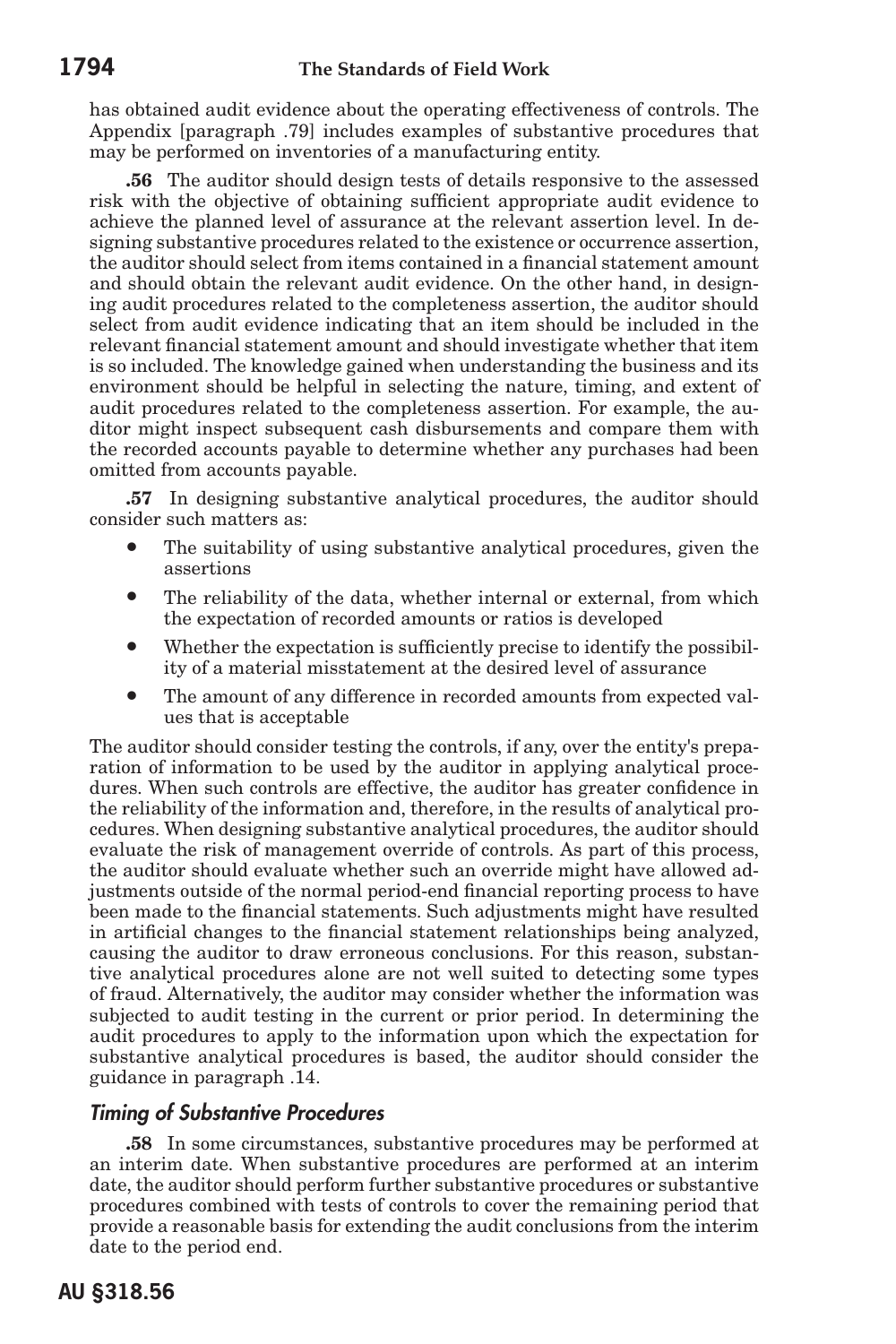has obtained audit evidence about the operating effectiveness of controls. The Appendix [paragraph .79] includes examples of substantive procedures that may be performed on inventories of a manufacturing entity.

**.56** The auditor should design tests of details responsive to the assessed risk with the objective of obtaining sufficient appropriate audit evidence to achieve the planned level of assurance at the relevant assertion level. In designing substantive procedures related to the existence or occurrence assertion, the auditor should select from items contained in a financial statement amount and should obtain the relevant audit evidence. On the other hand, in designing audit procedures related to the completeness assertion, the auditor should select from audit evidence indicating that an item should be included in the relevant financial statement amount and should investigate whether that item is so included. The knowledge gained when understanding the business and its environment should be helpful in selecting the nature, timing, and extent of audit procedures related to the completeness assertion. For example, the auditor might inspect subsequent cash disbursements and compare them with the recorded accounts payable to determine whether any purchases had been omitted from accounts payable.

**.57** In designing substantive analytical procedures, the auditor should consider such matters as:

- The suitability of using substantive analytical procedures, given the assertions
- The reliability of the data, whether internal or external, from which the expectation of recorded amounts or ratios is developed
- Whether the expectation is sufficiently precise to identify the possibility of a material misstatement at the desired level of assurance
- The amount of any difference in recorded amounts from expected values that is acceptable

The auditor should consider testing the controls, if any, over the entity's preparation of information to be used by the auditor in applying analytical procedures. When such controls are effective, the auditor has greater confidence in the reliability of the information and, therefore, in the results of analytical procedures. When designing substantive analytical procedures, the auditor should evaluate the risk of management override of controls. As part of this process, the auditor should evaluate whether such an override might have allowed adjustments outside of the normal period-end financial reporting process to have been made to the financial statements. Such adjustments might have resulted in artificial changes to the financial statement relationships being analyzed, causing the auditor to draw erroneous conclusions. For this reason, substantive analytical procedures alone are not well suited to detecting some types of fraud. Alternatively, the auditor may consider whether the information was subjected to audit testing in the current or prior period. In determining the audit procedures to apply to the information upon which the expectation for substantive analytical procedures is based, the auditor should consider the guidance in paragraph .14.

### *Timing of Substantive Procedures*

**.58** In some circumstances, substantive procedures may be performed at an interim date. When substantive procedures are performed at an interim date, the auditor should perform further substantive procedures or substantive procedures combined with tests of controls to cover the remaining period that provide a reasonable basis for extending the audit conclusions from the interim date to the period end.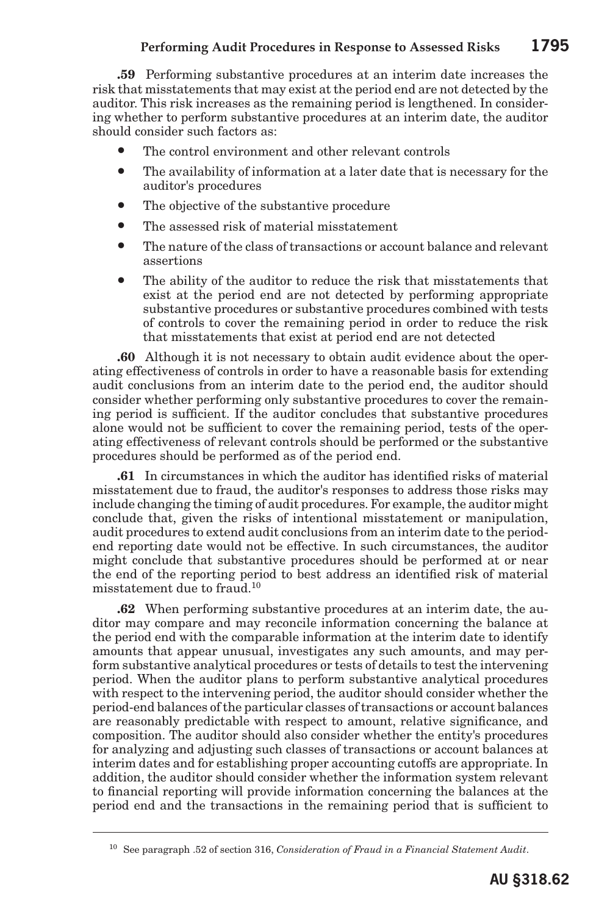**.59** Performing substantive procedures at an interim date increases the risk that misstatements that may exist at the period end are not detected by the auditor. This risk increases as the remaining period is lengthened. In considering whether to perform substantive procedures at an interim date, the auditor should consider such factors as:

- The control environment and other relevant controls
- The availability of information at a later date that is necessary for the auditor's procedures
- The objective of the substantive procedure
- The assessed risk of material misstatement
- The nature of the class of transactions or account balance and relevant assertions
- The ability of the auditor to reduce the risk that misstatements that exist at the period end are not detected by performing appropriate substantive procedures or substantive procedures combined with tests of controls to cover the remaining period in order to reduce the risk that misstatements that exist at period end are not detected

**.60** Although it is not necessary to obtain audit evidence about the operating effectiveness of controls in order to have a reasonable basis for extending audit conclusions from an interim date to the period end, the auditor should consider whether performing only substantive procedures to cover the remaining period is sufficient. If the auditor concludes that substantive procedures alone would not be sufficient to cover the remaining period, tests of the operating effectiveness of relevant controls should be performed or the substantive procedures should be performed as of the period end.

**.61** In circumstances in which the auditor has identified risks of material misstatement due to fraud, the auditor's responses to address those risks may include changing the timing of audit procedures. For example, the auditor might conclude that, given the risks of intentional misstatement or manipulation, audit procedures to extend audit conclusions from an interim date to the period-end reporting date would not be effective. In such circumstances, the auditor might conclude that substantive procedures should be performed at or near the end of the reporting period to best address an identified risk of material misstatement due to fraud.[10]

**.62** When performing substantive procedures at an interim date, the auditor may compare and may reconcile information concerning the balance at the period end with the comparable information at the interim date to identify amounts that appear unusual, investigates any such amounts, and may perform substantive analytical procedures or tests of details to test the intervening period. When the auditor plans to perform substantive analytical procedures with respect to the intervening period, the auditor should consider whether the period-end balances of the particular classes of transactions or account balances are reasonably predictable with respect to amount, relative significance, and composition. The auditor should also consider whether the entity's procedures for analyzing and adjusting such classes of transactions or account balances at interim dates and for establishing proper accounting cutoffs are appropriate. In addition, the auditor should consider whether the information system relevant to financial reporting will provide information concerning the balances at the period end and the transactions in the remaining period that is sufficient to

---

[10] See paragraph .52 of section 316, *Consideration of Fraud in a Financial Statement Audit*.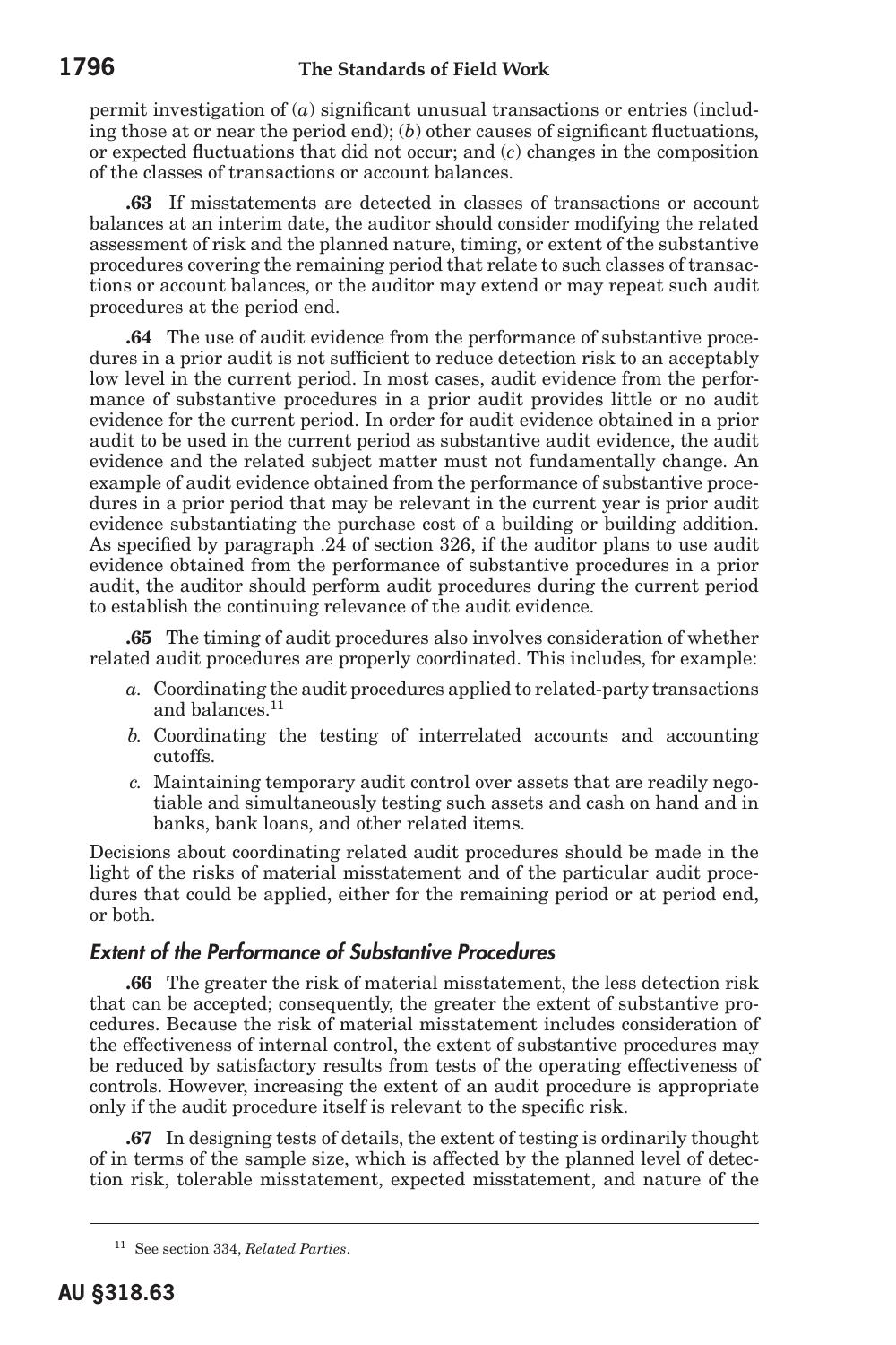permit investigation of (*a*) significant unusual transactions or entries (including those at or near the period end); (*b*) other causes of significant fluctuations, or expected fluctuations that did not occur; and (*c*) changes in the composition of the classes of transactions or account balances.

**.63** If misstatements are detected in classes of transactions or account balances at an interim date, the auditor should consider modifying the related assessment of risk and the planned nature, timing, or extent of the substantive procedures covering the remaining period that relate to such classes of transactions or account balances, or the auditor may extend or may repeat such audit procedures at the period end.

**.64** The use of audit evidence from the performance of substantive procedures in a prior audit is not sufficient to reduce detection risk to an acceptably low level in the current period. In most cases, audit evidence from the performance of substantive procedures in a prior audit provides little or no audit evidence for the current period. In order for audit evidence obtained in a prior audit to be used in the current period as substantive audit evidence, the audit evidence and the related subject matter must not fundamentally change. An example of audit evidence obtained from the performance of substantive procedures in a prior period that may be relevant in the current year is prior audit evidence substantiating the purchase cost of a building or building addition. As specified by paragraph .24 of section 326, if the auditor plans to use audit evidence obtained from the performance of substantive procedures in a prior audit, the auditor should perform audit procedures during the current period to establish the continuing relevance of the audit evidence.

**.65** The timing of audit procedures also involves consideration of whether related audit procedures are properly coordinated. This includes, for example:

*a.* Coordinating the audit procedures applied to related-party transactions and balances.[11]

*b.* Coordinating the testing of interrelated accounts and accounting cutoffs.

*c.* Maintaining temporary audit control over assets that are readily negotiable and simultaneously testing such assets and cash on hand and in banks, bank loans, and other related items.

Decisions about coordinating related audit procedures should be made in the light of the risks of material misstatement and of the particular audit procedures that could be applied, either for the remaining period or at period end, or both.

### *Extent of the Performance of Substantive Procedures*

**.66** The greater the risk of material misstatement, the less detection risk that can be accepted; consequently, the greater the extent of substantive procedures. Because the risk of material misstatement includes consideration of the effectiveness of internal control, the extent of substantive procedures may be reduced by satisfactory results from tests of the operating effectiveness of controls. However, increasing the extent of an audit procedure is appropriate only if the audit procedure itself is relevant to the specific risk.

**.67** In designing tests of details, the extent of testing is ordinarily thought of in terms of the sample size, which is affected by the planned level of detection risk, tolerable misstatement, expected misstatement, and nature of the

---

[11] See section 334, *Related Parties*.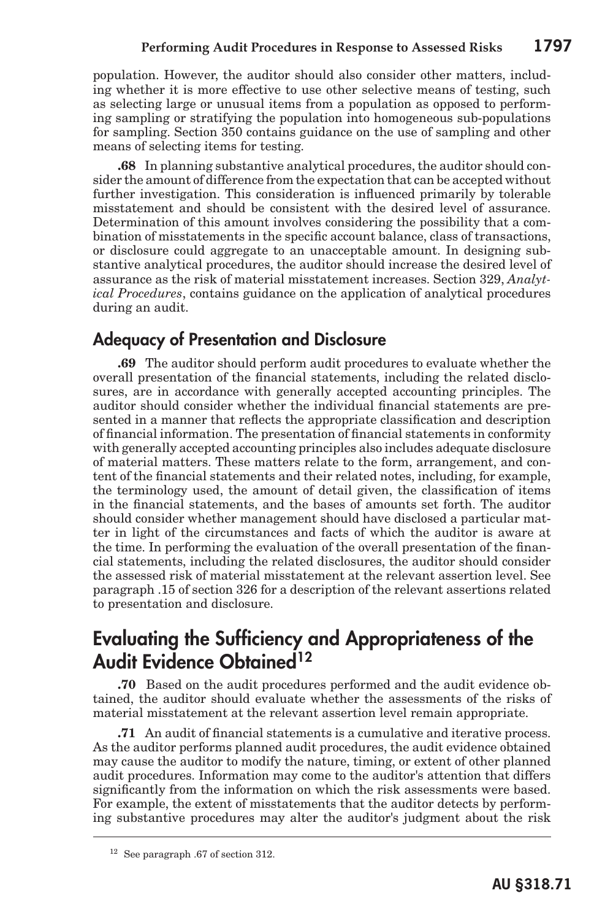population. However, the auditor should also consider other matters, including whether it is more effective to use other selective means of testing, such as selecting large or unusual items from a population as opposed to performing sampling or stratifying the population into homogeneous sub-populations for sampling. Section 350 contains guidance on the use of sampling and other means of selecting items for testing.

**.68** In planning substantive analytical procedures, the auditor should consider the amount of difference from the expectation that can be accepted without further investigation. This consideration is influenced primarily by tolerable misstatement and should be consistent with the desired level of assurance. Determination of this amount involves considering the possibility that a combination of misstatements in the specific account balance, class of transactions, or disclosure could aggregate to an unacceptable amount. In designing substantive analytical procedures, the auditor should increase the desired level of assurance as the risk of material misstatement increases. Section 329, *Analytical Procedures*, contains guidance on the application of analytical procedures during an audit.

## Adequacy of Presentation and Disclosure

**.69** The auditor should perform audit procedures to evaluate whether the overall presentation of the financial statements, including the related disclosures, are in accordance with generally accepted accounting principles. The auditor should consider whether the individual financial statements are presented in a manner that reflects the appropriate classification and description of financial information. The presentation of financial statements in conformity with generally accepted accounting principles also includes adequate disclosure of material matters. These matters relate to the form, arrangement, and content of the financial statements and their related notes, including, for example, the terminology used, the amount of detail given, the classification of items in the financial statements, and the bases of amounts set forth. The auditor should consider whether management should have disclosed a particular matter in light of the circumstances and facts of which the auditor is aware at the time. In performing the evaluation of the overall presentation of the financial statements, including the related disclosures, the auditor should consider the assessed risk of material misstatement at the relevant assertion level. See paragraph .15 of section 326 for a description of the relevant assertions related to presentation and disclosure.

# Evaluating the Sufficiency and Appropriateness of the Audit Evidence Obtained[12]

**.70** Based on the audit procedures performed and the audit evidence obtained, the auditor should evaluate whether the assessments of the risks of material misstatement at the relevant assertion level remain appropriate.

**.71** An audit of financial statements is a cumulative and iterative process. As the auditor performs planned audit procedures, the audit evidence obtained may cause the auditor to modify the nature, timing, or extent of other planned audit procedures. Information may come to the auditor's attention that differs significantly from the information on which the risk assessments were based. For example, the extent of misstatements that the auditor detects by performing substantive procedures may alter the auditor's judgment about the risk

[12] See paragraph .67 of section 312.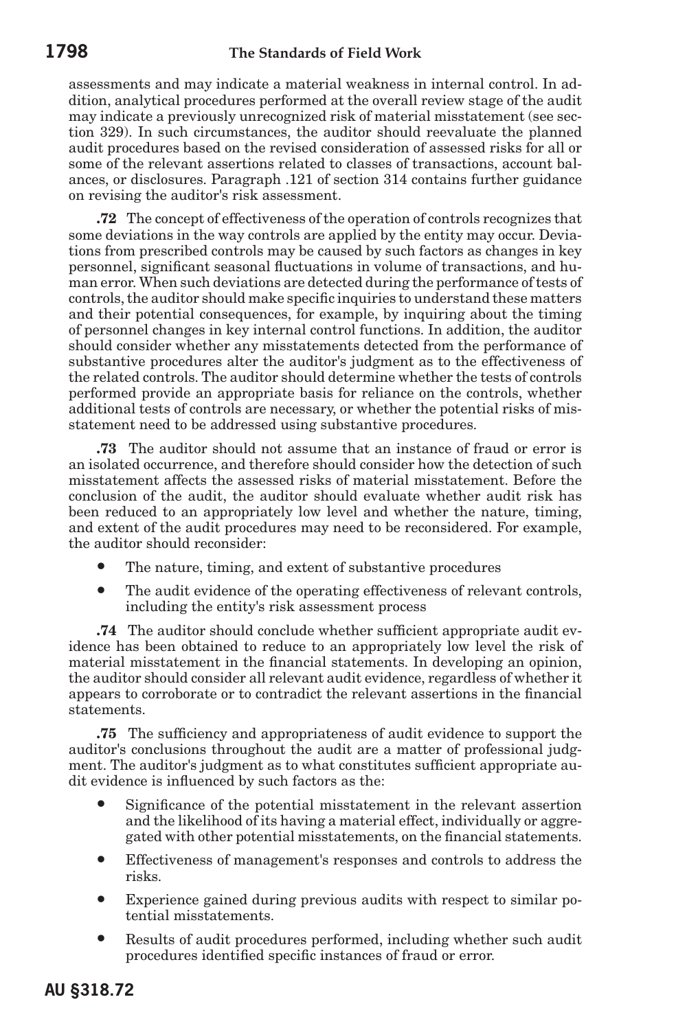assessments and may indicate a material weakness in internal control. In addition, analytical procedures performed at the overall review stage of the audit may indicate a previously unrecognized risk of material misstatement (see section 329). In such circumstances, the auditor should reevaluate the planned audit procedures based on the revised consideration of assessed risks for all or some of the relevant assertions related to classes of transactions, account balances, or disclosures. Paragraph .121 of section 314 contains further guidance on revising the auditor's risk assessment.

**.72** The concept of effectiveness of the operation of controls recognizes that some deviations in the way controls are applied by the entity may occur. Deviations from prescribed controls may be caused by such factors as changes in key personnel, significant seasonal fluctuations in volume of transactions, and human error. When such deviations are detected during the performance of tests of controls, the auditor should make specific inquiries to understand these matters and their potential consequences, for example, by inquiring about the timing of personnel changes in key internal control functions. In addition, the auditor should consider whether any misstatements detected from the performance of substantive procedures alter the auditor's judgment as to the effectiveness of the related controls. The auditor should determine whether the tests of controls performed provide an appropriate basis for reliance on the controls, whether additional tests of controls are necessary, or whether the potential risks of misstatement need to be addressed using substantive procedures.

**.73** The auditor should not assume that an instance of fraud or error is an isolated occurrence, and therefore should consider how the detection of such misstatement affects the assessed risks of material misstatement. Before the conclusion of the audit, the auditor should evaluate whether audit risk has been reduced to an appropriately low level and whether the nature, timing, and extent of the audit procedures may need to be reconsidered. For example, the auditor should reconsider:

- The nature, timing, and extent of substantive procedures
- The audit evidence of the operating effectiveness of relevant controls, including the entity's risk assessment process

**.74** The auditor should conclude whether sufficient appropriate audit evidence has been obtained to reduce to an appropriately low level the risk of material misstatement in the financial statements. In developing an opinion, the auditor should consider all relevant audit evidence, regardless of whether it appears to corroborate or to contradict the relevant assertions in the financial statements.

**.75** The sufficiency and appropriateness of audit evidence to support the auditor's conclusions throughout the audit are a matter of professional judgment. The auditor's judgment as to what constitutes sufficient appropriate audit evidence is influenced by such factors as the:

- Significance of the potential misstatement in the relevant assertion and the likelihood of its having a material effect, individually or aggregated with other potential misstatements, on the financial statements.
- Effectiveness of management's responses and controls to address the risks.
- Experience gained during previous audits with respect to similar potential misstatements.
- Results of audit procedures performed, including whether such audit procedures identified specific instances of fraud or error.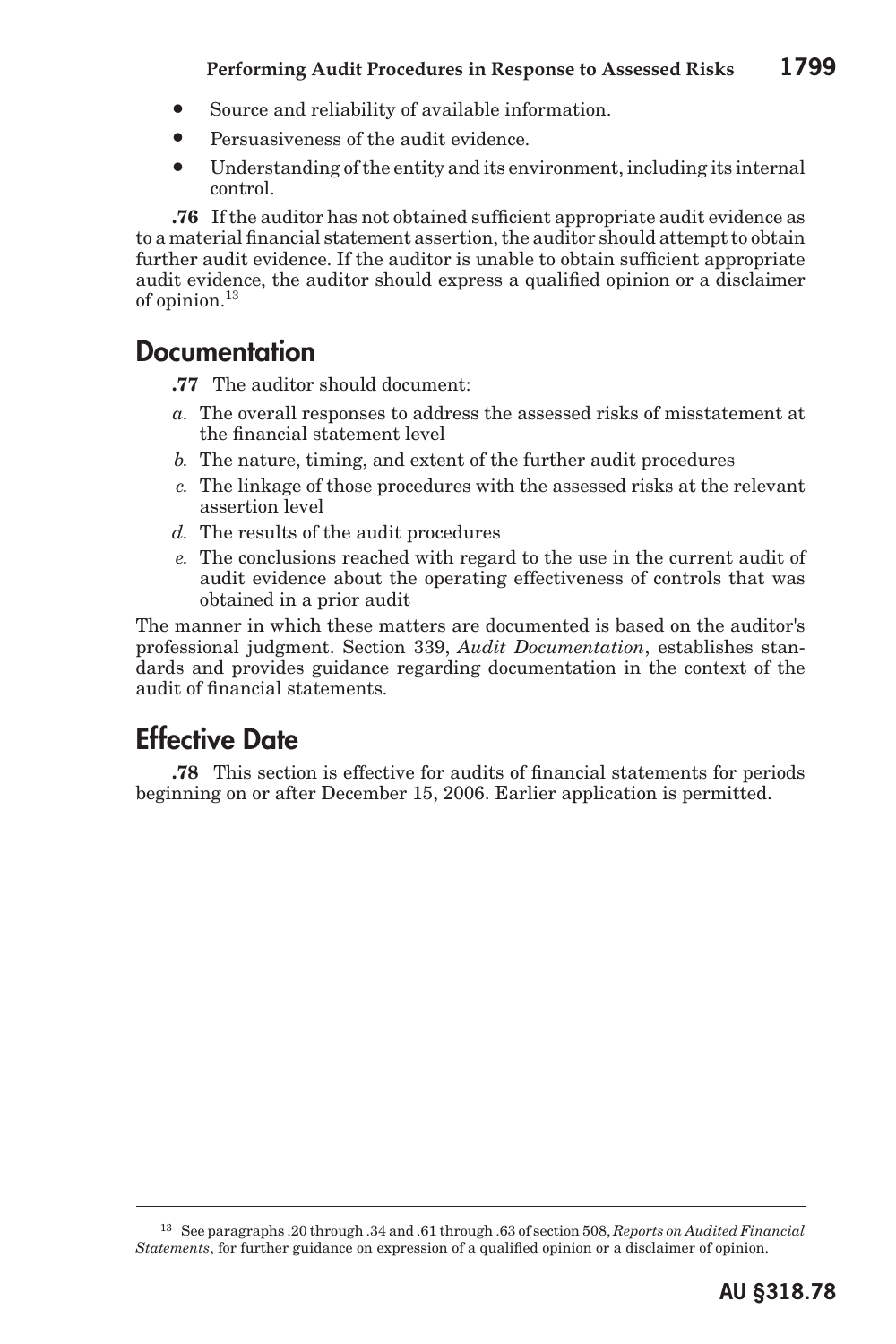- Source and reliability of available information.
- Persuasiveness of the audit evidence.
- Understanding of the entity and its environment, including its internal control.

**.76** If the auditor has not obtained sufficient appropriate audit evidence as to a material financial statement assertion, the auditor should attempt to obtain further audit evidence. If the auditor is unable to obtain sufficient appropriate audit evidence, the auditor should express a qualified opinion or a disclaimer of opinion.[13]

## Documentation

**.77** The auditor should document:

*a.* The overall responses to address the assessed risks of misstatement at the financial statement level

*b.* The nature, timing, and extent of the further audit procedures

*c.* The linkage of those procedures with the assessed risks at the relevant assertion level

*d.* The results of the audit procedures

*e.* The conclusions reached with regard to the use in the current audit of audit evidence about the operating effectiveness of controls that was obtained in a prior audit

The manner in which these matters are documented is based on the auditor's professional judgment. Section 339, *Audit Documentation*, establishes standards and provides guidance regarding documentation in the context of the audit of financial statements.

## Effective Date

**.78** This section is effective for audits of financial statements for periods beginning on or after December 15, 2006. Earlier application is permitted.

---

[13] See paragraphs .20 through .34 and .61 through .63 of section 508, *Reports on Audited Financial Statements*, for further guidance on expression of a qualified opinion or a disclaimer of opinion.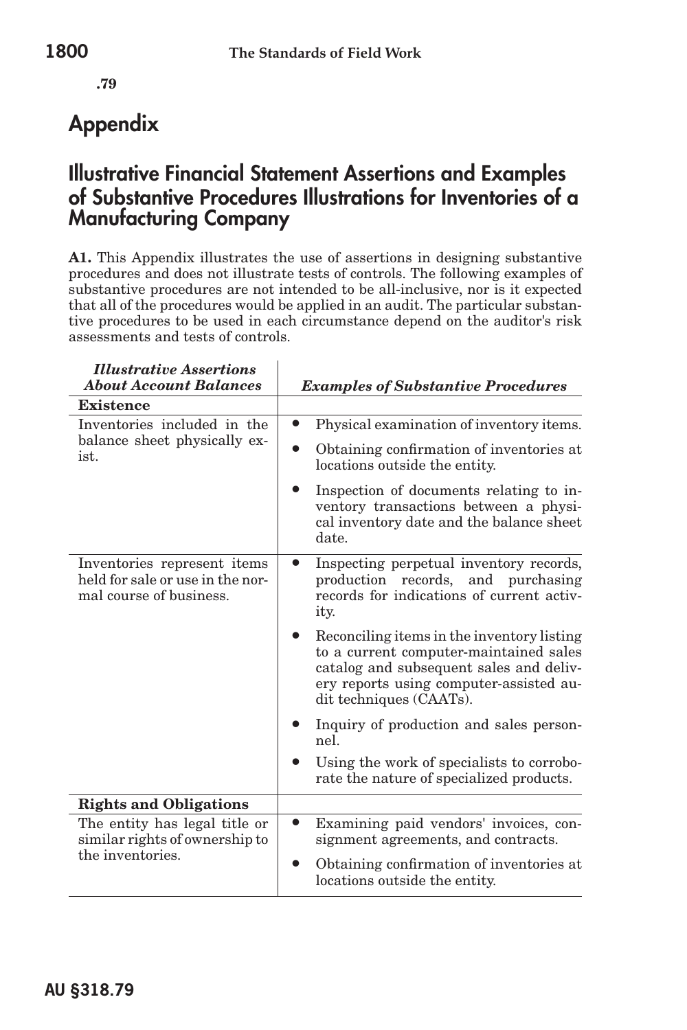**.79**

# Appendix

## Illustrative Financial Statement Assertions and Examples of Substantive Procedures Illustrations for Inventories of a Manufacturing Company

**A1.** This Appendix illustrates the use of assertions in designing substantive procedures and does not illustrate tests of controls. The following examples of substantive procedures are not intended to be all-inclusive, nor is it expected that all of the procedures would be applied in an audit. The particular substantive procedures to be used in each circumstance depend on the auditor's risk assessments and tests of controls.

| *Illustrative Assertions About Account Balances* | *Examples of Substantive Procedures* |
|---|---|
| **Existence** | |
| Inventories included in the balance sheet physically exist. | • Physical examination of inventory items.<br>• Obtaining confirmation of inventories at locations outside the entity.<br>• Inspection of documents relating to inventory transactions between a physical inventory date and the balance sheet date. |
| Inventories represent items held for sale or use in the normal course of business. | • Inspecting perpetual inventory records, production records, and purchasing records for indications of current activity.<br>• Reconciling items in the inventory listing to a current computer-maintained sales catalog and subsequent sales and delivery reports using computer-assisted audit techniques (CAATs).<br>• Inquiry of production and sales personnel.<br>• Using the work of specialists to corroborate the nature of specialized products. |
| **Rights and Obligations** | |
| The entity has legal title or similar rights of ownership to the inventories. | • Examining paid vendors' invoices, consignment agreements, and contracts.<br>• Obtaining confirmation of inventories at locations outside the entity. |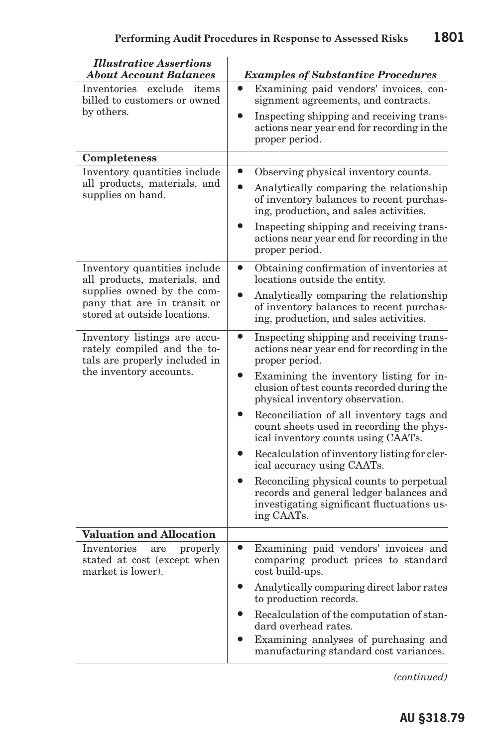| *Illustrative Assertions About Account Balances* | *Examples of Substantive Procedures* |
|---|---|
| Inventories exclude items billed to customers or owned by others. | • Examining paid vendors' invoices, consignment agreements, and contracts.<br>• Inspecting shipping and receiving transactions near year end for recording in the proper period. |
| **Completeness** | |
| Inventory quantities include all products, materials, and supplies on hand. | • Observing physical inventory counts.<br>• Analytically comparing the relationship of inventory balances to recent purchasing, production, and sales activities.<br>• Inspecting shipping and receiving transactions near year end for recording in the proper period. |
| Inventory quantities include all products, materials, and supplies owned by the company that are in transit or stored at outside locations. | • Obtaining confirmation of inventories at locations outside the entity.<br>• Analytically comparing the relationship of inventory balances to recent purchasing, production, and sales activities. |
| Inventory listings are accurately compiled and the totals are properly included in the inventory accounts. | • Inspecting shipping and receiving transactions near year end for recording in the proper period.<br>• Examining the inventory listing for inclusion of test counts recorded during the physical inventory observation.<br>• Reconciliation of all inventory tags and count sheets used in recording the physical inventory counts using CAATs.<br>• Recalculation of inventory listing for clerical accuracy using CAATs.<br>• Reconciling physical counts to perpetual records and general ledger balances and investigating significant fluctuations using CAATs. |
| **Valuation and Allocation** | |
| Inventories are properly stated at cost (except when market is lower). | • Examining paid vendors' invoices and comparing product prices to standard cost build-ups.<br>• Analytically comparing direct labor rates to production records.<br>• Recalculation of the computation of standard overhead rates.<br>• Examining analyses of purchasing and manufacturing standard cost variances. |

*(continued)*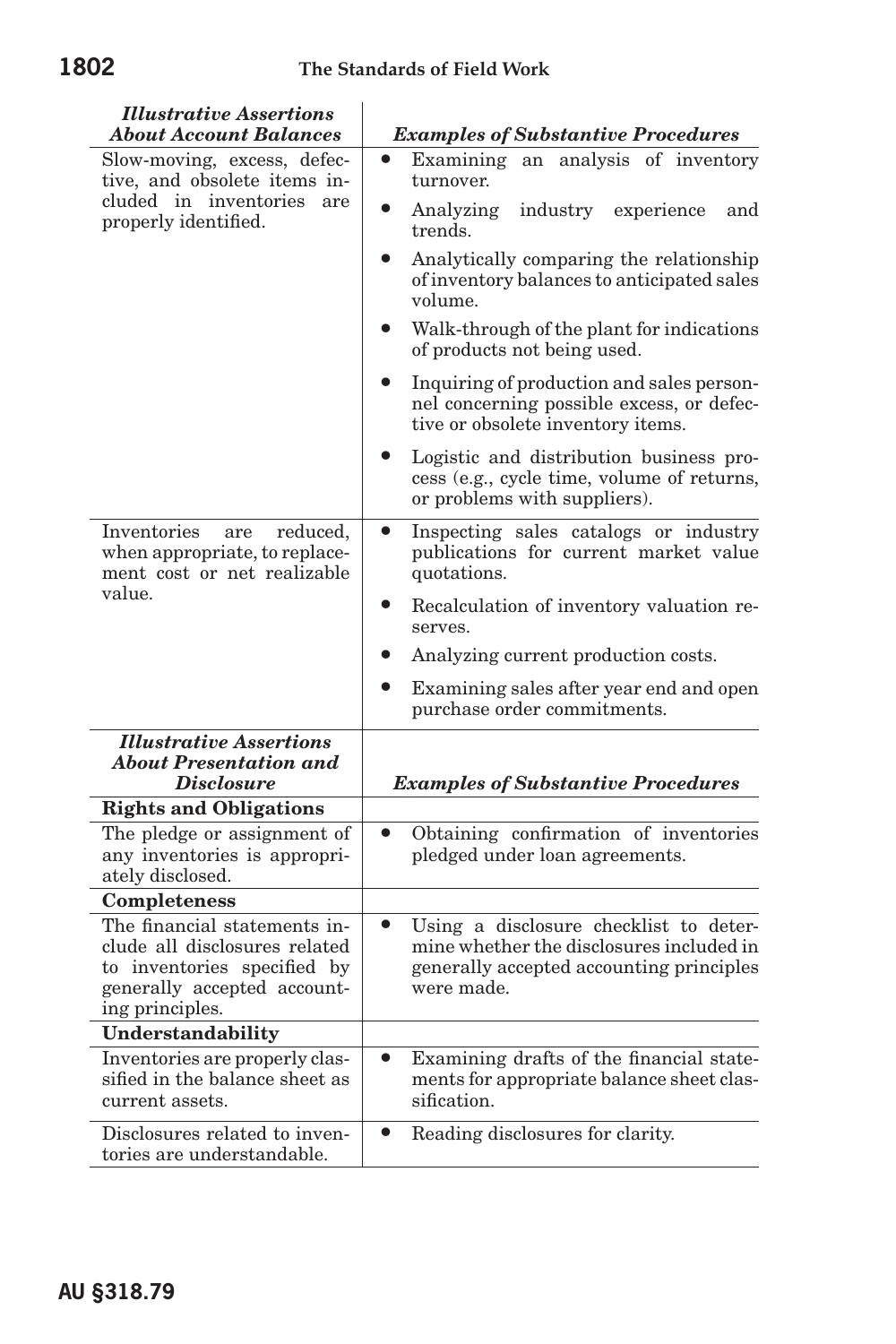| *Illustrative Assertions About Account Balances* | *Examples of Substantive Procedures* |
|---|---|
| Slow-moving, excess, defective, and obsolete items included in inventories are properly identified. | • Examining an analysis of inventory turnover.<br>• Analyzing industry experience and trends.<br>• Analytically comparing the relationship of inventory balances to anticipated sales volume.<br>• Walk-through of the plant for indications of products not being used.<br>• Inquiring of production and sales personnel concerning possible excess, or defective or obsolete inventory items.<br>• Logistic and distribution business process (e.g., cycle time, volume of returns, or problems with suppliers). |
| Inventories are reduced, when appropriate, to replacement cost or net realizable value. | • Inspecting sales catalogs or industry publications for current market value quotations.<br>• Recalculation of inventory valuation reserves.<br>• Analyzing current production costs.<br>• Examining sales after year end and open purchase order commitments. |

| *Illustrative Assertions About Presentation and Disclosure* | *Examples of Substantive Procedures* |
|---|---|
| **Rights and Obligations** | |
| The pledge or assignment of any inventories is appropriately disclosed. | • Obtaining confirmation of inventories pledged under loan agreements. |
| **Completeness** | |
| The financial statements include all disclosures related to inventories specified by generally accepted accounting principles. | • Using a disclosure checklist to determine whether the disclosures included in generally accepted accounting principles were made. |
| **Understandability** | |
| Inventories are properly classified in the balance sheet as current assets. | • Examining drafts of the financial statements for appropriate balance sheet classification. |
| Disclosures related to inventories are understandable. | • Reading disclosures for clarity. |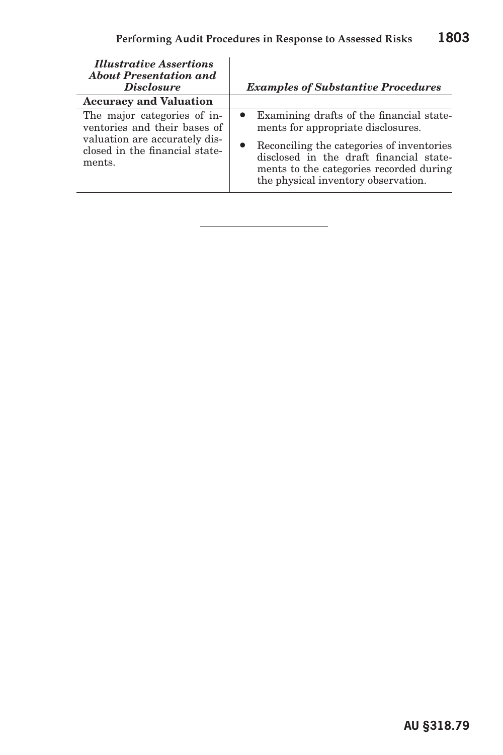| *Illustrative Assertions About Presentation and Disclosure* | *Examples of Substantive Procedures* |
|---|---|
| **Accuracy and Valuation** | |
| The major categories of inventories and their bases of valuation are accurately disclosed in the financial statements. | • Examining drafts of the financial statements for appropriate disclosures.<br>• Reconciling the categories of inventories disclosed in the draft financial statements to the categories recorded during the physical inventory observation. |